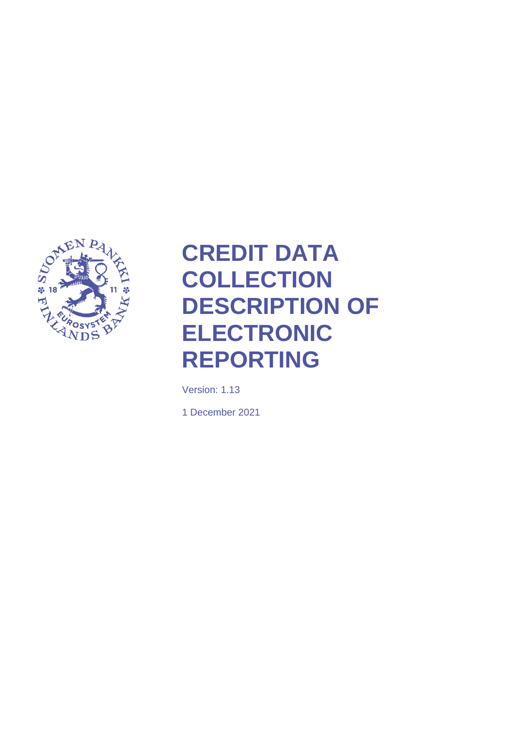# CREDIT DATA COLLECTION DESCRIPTION OF ELECTRONIC REPORTING

Version: 1.13

1 December 2021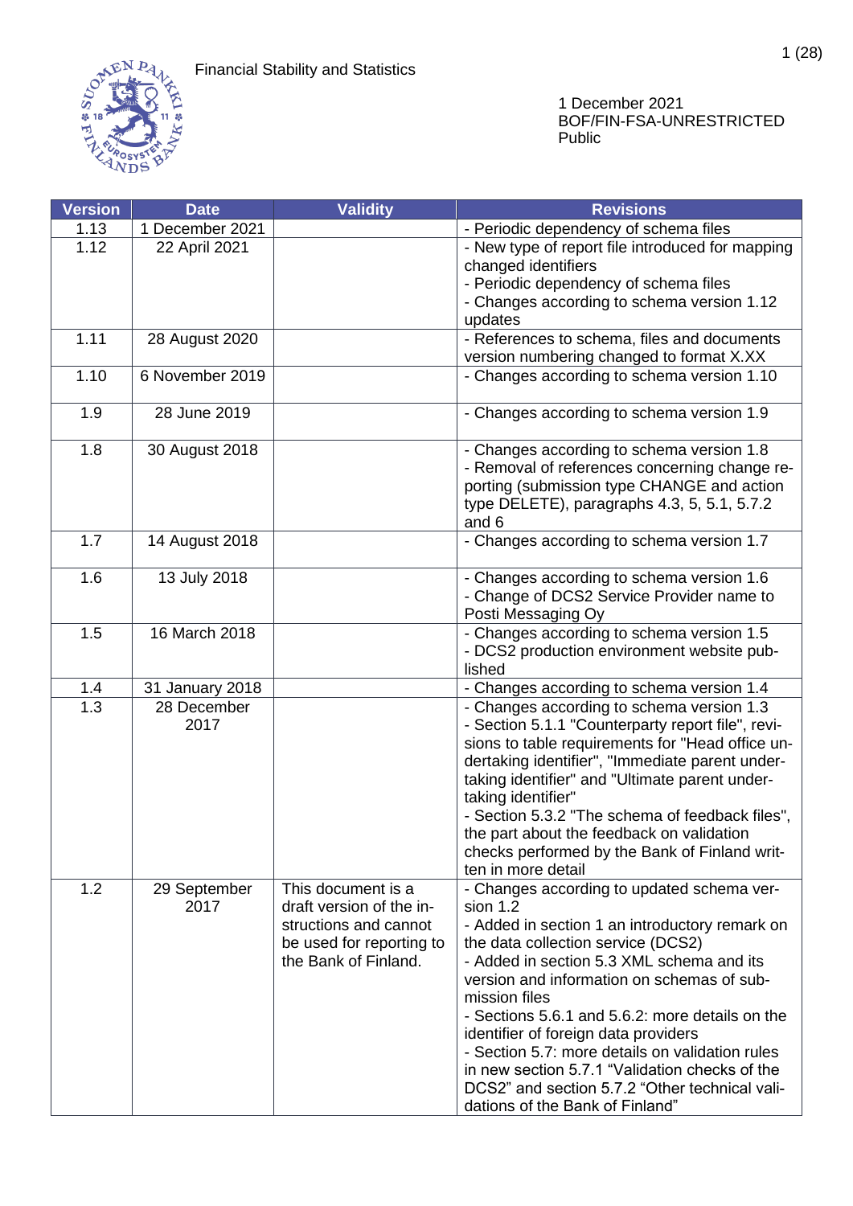Financial Stability and Statistics

1 December 2021
BOF/FIN-FSA-UNRESTRICTED
Public

| Version | Date | Validity | Revisions |
|---|---|---|---|
| 1.13 | 1 December 2021 | | - Periodic dependency of schema files |
| 1.12 | 22 April 2021 | | - New type of report file introduced for mapping changed identifiers<br>- Periodic dependency of schema files<br>- Changes according to schema version 1.12 updates |
| 1.11 | 28 August 2020 | | - References to schema, files and documents version numbering changed to format X.XX |
| 1.10 | 6 November 2019 | | - Changes according to schema version 1.10 |
| 1.9 | 28 June 2019 | | - Changes according to schema version 1.9 |
| 1.8 | 30 August 2018 | | - Changes according to schema version 1.8<br>- Removal of references concerning change reporting (submission type CHANGE and action type DELETE), paragraphs 4.3, 5, 5.1, 5.7.2 and 6 |
| 1.7 | 14 August 2018 | | - Changes according to schema version 1.7 |
| 1.6 | 13 July 2018 | | - Changes according to schema version 1.6<br>- Change of DCS2 Service Provider name to Posti Messaging Oy |
| 1.5 | 16 March 2018 | | - Changes according to schema version 1.5<br>- DCS2 production environment website published |
| 1.4 | 31 January 2018 | | - Changes according to schema version 1.4 |
| 1.3 | 28 December 2017 | | - Changes according to schema version 1.3<br>- Section 5.1.1 "Counterparty report file", revisions to table requirements for "Head office undertaking identifier", "Immediate parent undertaking identifier" and "Ultimate parent undertaking identifier"<br>- Section 5.3.2 "The schema of feedback files", the part about the feedback on validation checks performed by the Bank of Finland written in more detail |
| 1.2 | 29 September 2017 | This document is a draft version of the instructions and cannot be used for reporting to the Bank of Finland. | - Changes according to updated schema version 1.2<br>- Added in section 1 an introductory remark on the data collection service (DCS2)<br>- Added in section 5.3 XML schema and its version and information on schemas of submission files<br>- Sections 5.6.1 and 5.6.2: more details on the identifier of foreign data providers<br>- Section 5.7: more details on validation rules in new section 5.7.1 "Validation checks of the DCS2" and section 5.7.2 "Other technical validations of the Bank of Finland" |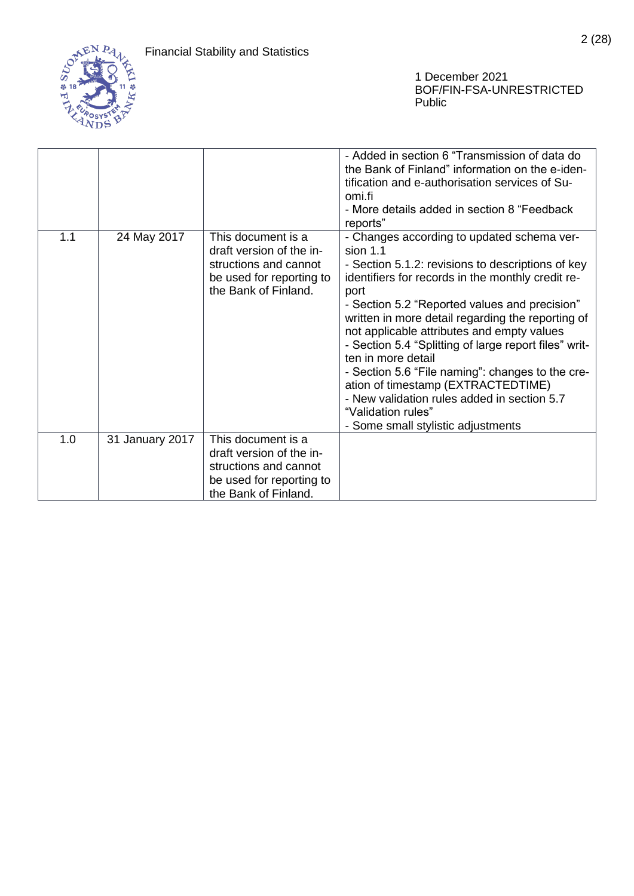| | | | - Added in section 6 “Transmission of data do the Bank of Finland” information on the e-identification and e-authorisation services of Suomi.fi<br>- More details added in section 8 “Feedback reports” |
|---|---|---|---|
| 1.1 | 24 May 2017 | This document is a draft version of the instructions and cannot be used for reporting to the Bank of Finland. | - Changes according to updated schema version 1.1<br>- Section 5.1.2: revisions to descriptions of key identifiers for records in the monthly credit report<br>- Section 5.2 “Reported values and precision” written in more detail regarding the reporting of not applicable attributes and empty values<br>- Section 5.4 “Splitting of large report files” written in more detail<br>- Section 5.6 “File naming”: changes to the creation of timestamp (EXTRACTEDTIME)<br>- New validation rules added in section 5.7 “Validation rules”<br>- Some small stylistic adjustments |
| 1.0 | 31 January 2017 | This document is a draft version of the instructions and cannot be used for reporting to the Bank of Finland. | |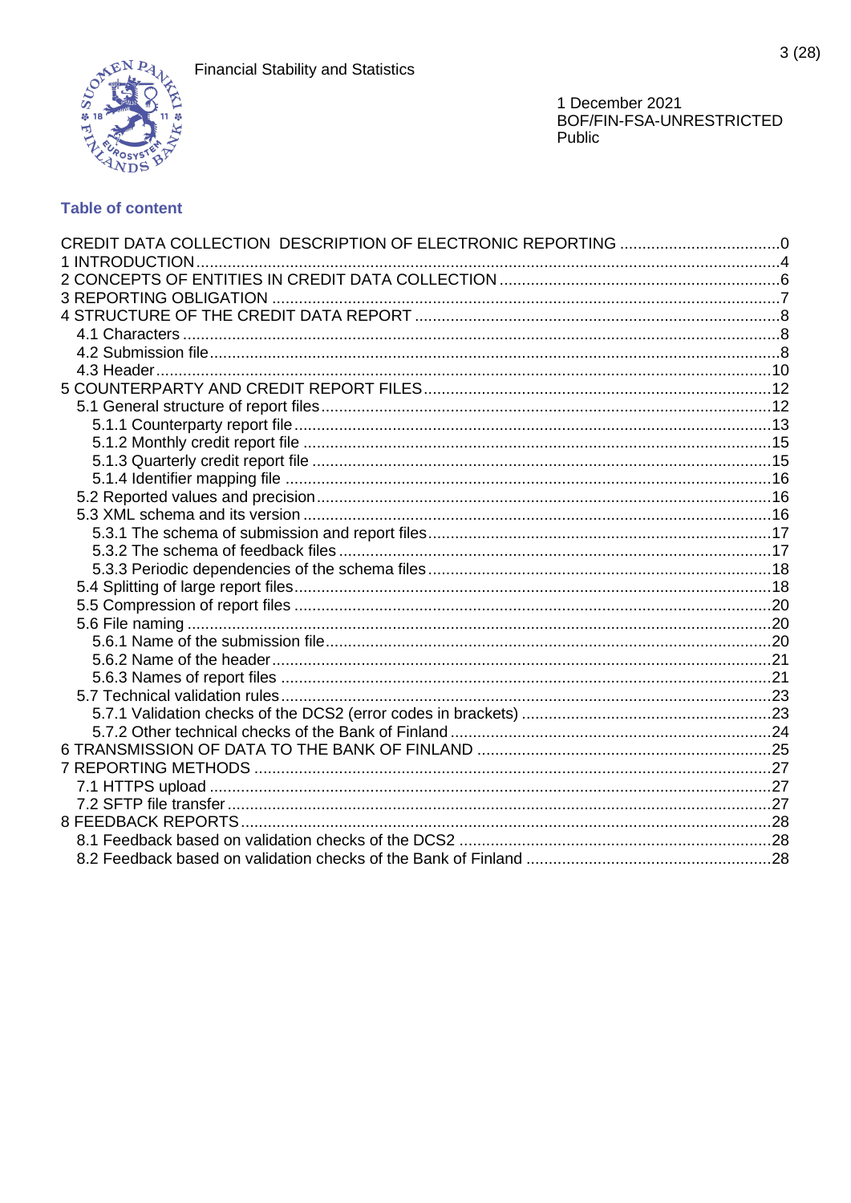## Table of content

CREDIT DATA COLLECTION DESCRIPTION OF ELECTRONIC REPORTING ....................................0
1 INTRODUCTION ....................................4
2 CONCEPTS OF ENTITIES IN CREDIT DATA COLLECTION ....................................6
3 REPORTING OBLIGATION ....................................7
4 STRUCTURE OF THE CREDIT DATA REPORT ....................................8
- 4.1 Characters ....................................8
- 4.2 Submission file....................................8
- 4.3 Header....................................10

5 COUNTERPARTY AND CREDIT REPORT FILES....................................12
- 5.1 General structure of report files....................................12
  - 5.1.1 Counterparty report file ....................................13
  - 5.1.2 Monthly credit report file ....................................15
  - 5.1.3 Quarterly credit report file ....................................15
  - 5.1.4 Identifier mapping file ....................................16
- 5.2 Reported values and precision....................................16
- 5.3 XML schema and its version ....................................16
  - 5.3.1 The schema of submission and report files....................................17
  - 5.3.2 The schema of feedback files ....................................17
  - 5.3.3 Periodic dependencies of the schema files....................................18
- 5.4 Splitting of large report files....................................18
- 5.5 Compression of report files ....................................20
- 5.6 File naming ....................................20
  - 5.6.1 Name of the submission file....................................20
  - 5.6.2 Name of the header....................................21
  - 5.6.3 Names of report files ....................................21
- 5.7 Technical validation rules....................................23
  - 5.7.1 Validation checks of the DCS2 (error codes in brackets) ....................................23
  - 5.7.2 Other technical checks of the Bank of Finland ....................................24

6 TRANSMISSION OF DATA TO THE BANK OF FINLAND ....................................25
7 REPORTING METHODS ....................................27
- 7.1 HTTPS upload ....................................27
- 7.2 SFTP file transfer....................................27

8 FEEDBACK REPORTS....................................28
- 8.1 Feedback based on validation checks of the DCS2 ....................................28
- 8.2 Feedback based on validation checks of the Bank of Finland ....................................28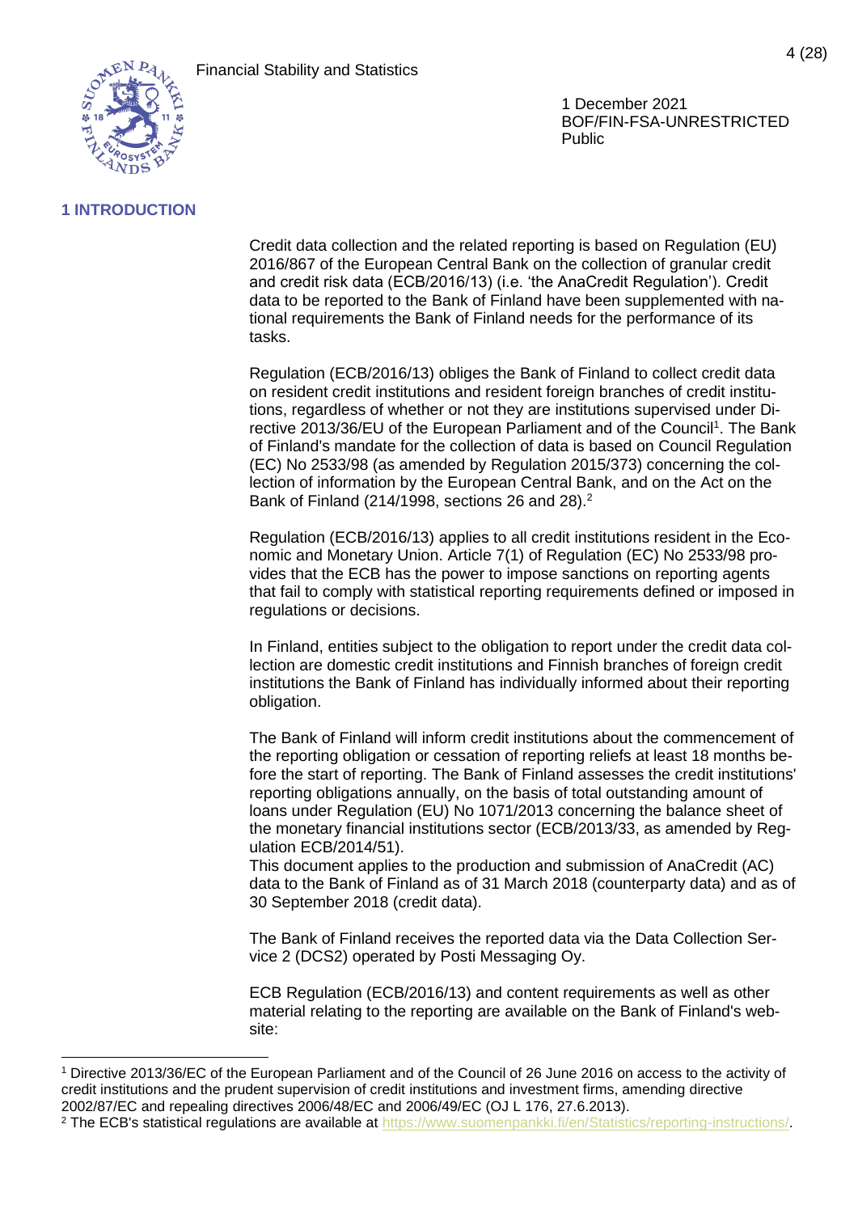# 1 INTRODUCTION

Credit data collection and the related reporting is based on Regulation (EU) 2016/867 of the European Central Bank on the collection of granular credit and credit risk data (ECB/2016/13) (i.e. 'the AnaCredit Regulation'). Credit data to be reported to the Bank of Finland have been supplemented with national requirements the Bank of Finland needs for the performance of its tasks.

Regulation (ECB/2016/13) obliges the Bank of Finland to collect credit data on resident credit institutions and resident foreign branches of credit institutions, regardless of whether or not they are institutions supervised under Directive 2013/36/EU of the European Parliament and of the Council[1]. The Bank of Finland's mandate for the collection of data is based on Council Regulation (EC) No 2533/98 (as amended by Regulation 2015/373) concerning the collection of information by the European Central Bank, and on the Act on the Bank of Finland (214/1998, sections 26 and 28).[2]

Regulation (ECB/2016/13) applies to all credit institutions resident in the Economic and Monetary Union. Article 7(1) of Regulation (EC) No 2533/98 provides that the ECB has the power to impose sanctions on reporting agents that fail to comply with statistical reporting requirements defined or imposed in regulations or decisions.

In Finland, entities subject to the obligation to report under the credit data collection are domestic credit institutions and Finnish branches of foreign credit institutions the Bank of Finland has individually informed about their reporting obligation.

The Bank of Finland will inform credit institutions about the commencement of the reporting obligation or cessation of reporting reliefs at least 18 months before the start of reporting. The Bank of Finland assesses the credit institutions' reporting obligations annually, on the basis of total outstanding amount of loans under Regulation (EU) No 1071/2013 concerning the balance sheet of the monetary financial institutions sector (ECB/2013/33, as amended by Regulation ECB/2014/51).

This document applies to the production and submission of AnaCredit (AC) data to the Bank of Finland as of 31 March 2018 (counterparty data) and as of 30 September 2018 (credit data).

The Bank of Finland receives the reported data via the Data Collection Service 2 (DCS2) operated by Posti Messaging Oy.

ECB Regulation (ECB/2016/13) and content requirements as well as other material relating to the reporting are available on the Bank of Finland's website:

---

[1] Directive 2013/36/EC of the European Parliament and of the Council of 26 June 2016 on access to the activity of credit institutions and the prudent supervision of credit institutions and investment firms, amending directive 2002/87/EC and repealing directives 2006/48/EC and 2006/49/EC (OJ L 176, 27.6.2013).

[2] The ECB's statistical regulations are available at https://www.suomenpankki.fi/en/Statistics/reporting-instructions/.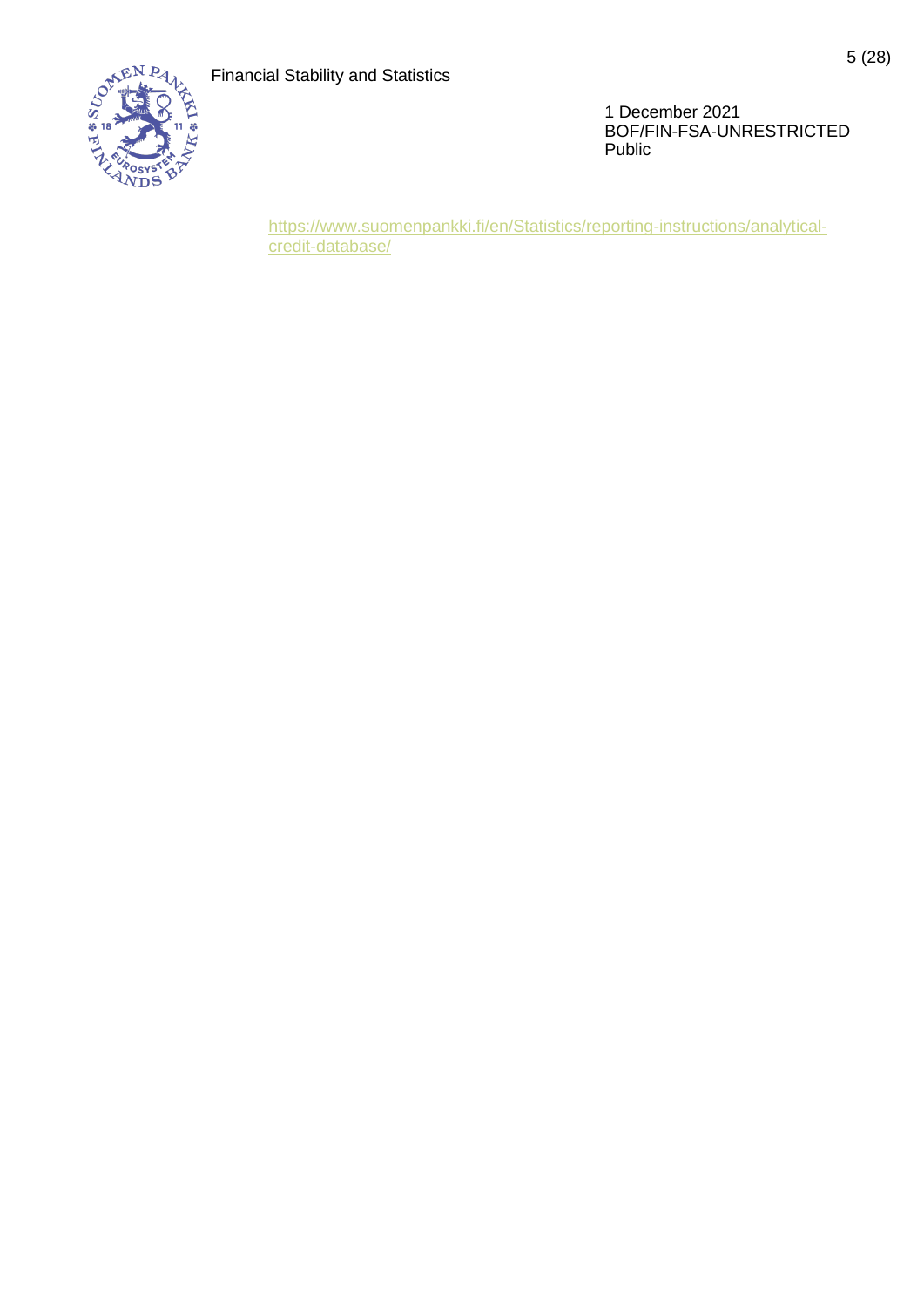[https://www.suomenpankki.fi/en/Statistics/reporting-instructions/analytical-credit-database/](https://www.suomenpankki.fi/en/Statistics/reporting-instructions/analytical-credit-database/)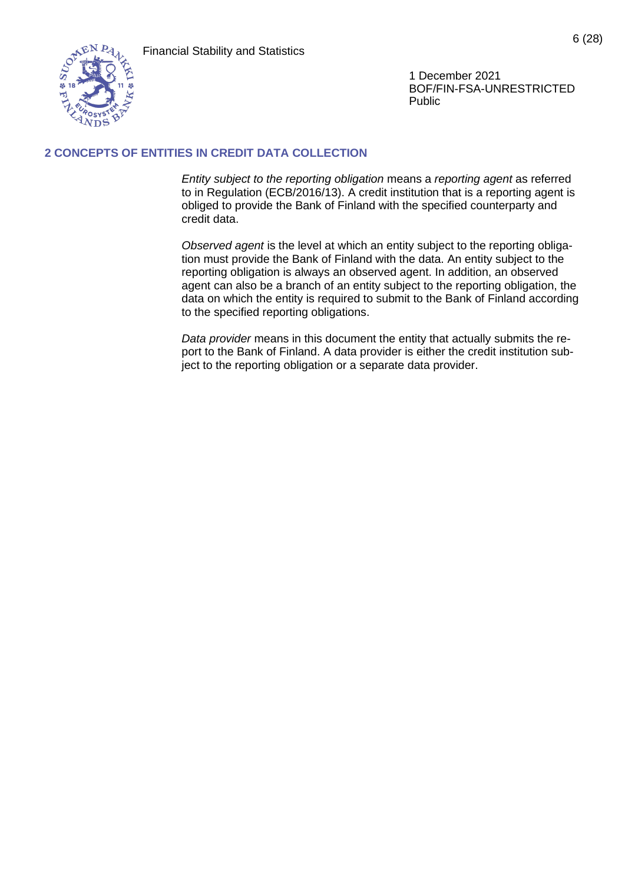## 2 CONCEPTS OF ENTITIES IN CREDIT DATA COLLECTION

*Entity subject to the reporting obligation* means a *reporting agent* as referred to in Regulation (ECB/2016/13). A credit institution that is a reporting agent is obliged to provide the Bank of Finland with the specified counterparty and credit data.

*Observed agent* is the level at which an entity subject to the reporting obligation must provide the Bank of Finland with the data. An entity subject to the reporting obligation is always an observed agent. In addition, an observed agent can also be a branch of an entity subject to the reporting obligation, the data on which the entity is required to submit to the Bank of Finland according to the specified reporting obligations.

*Data provider* means in this document the entity that actually submits the report to the Bank of Finland. A data provider is either the credit institution subject to the reporting obligation or a separate data provider.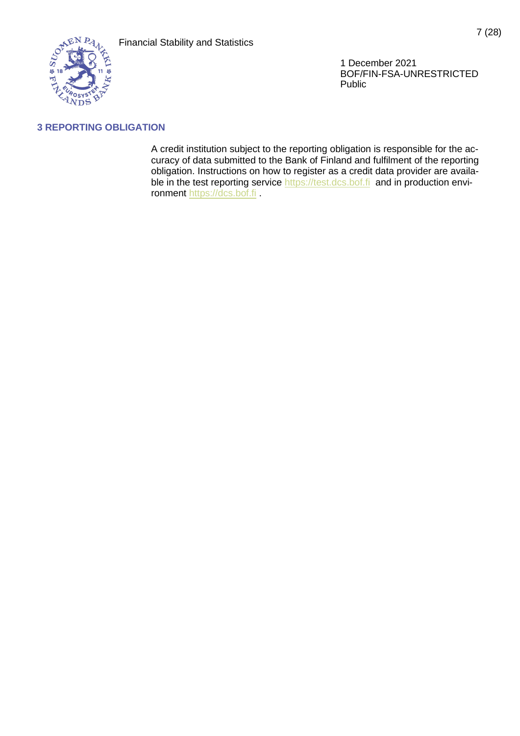## 3 REPORTING OBLIGATION

A credit institution subject to the reporting obligation is responsible for the accuracy of data submitted to the Bank of Finland and fulfilment of the reporting obligation. Instructions on how to register as a credit data provider are available in the test reporting service https://test.dcs.bof.fi and in production environment https://dcs.bof.fi .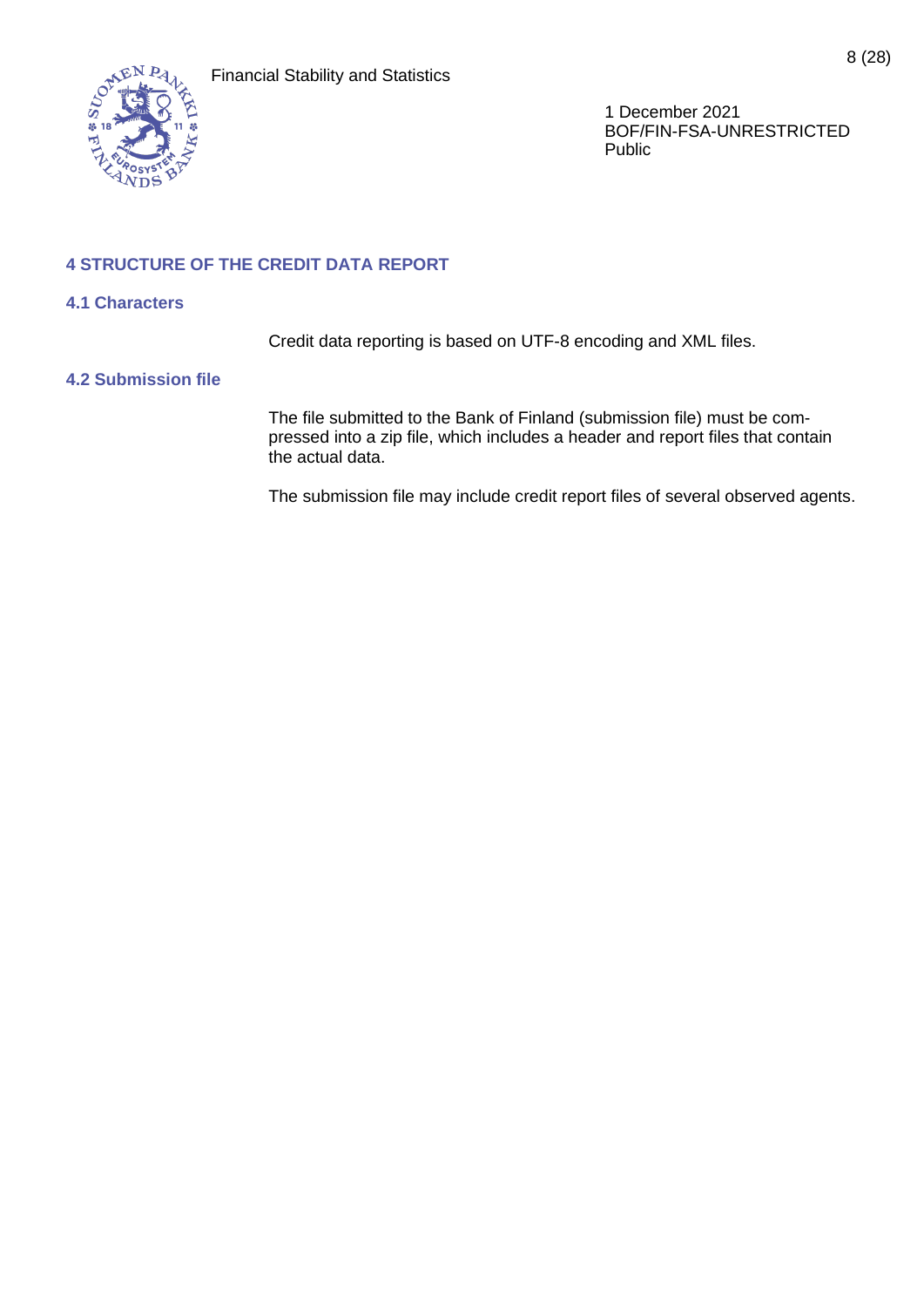# 4 STRUCTURE OF THE CREDIT DATA REPORT

## 4.1 Characters

Credit data reporting is based on UTF-8 encoding and XML files.

## 4.2 Submission file

The file submitted to the Bank of Finland (submission file) must be compressed into a zip file, which includes a header and report files that contain the actual data.

The submission file may include credit report files of several observed agents.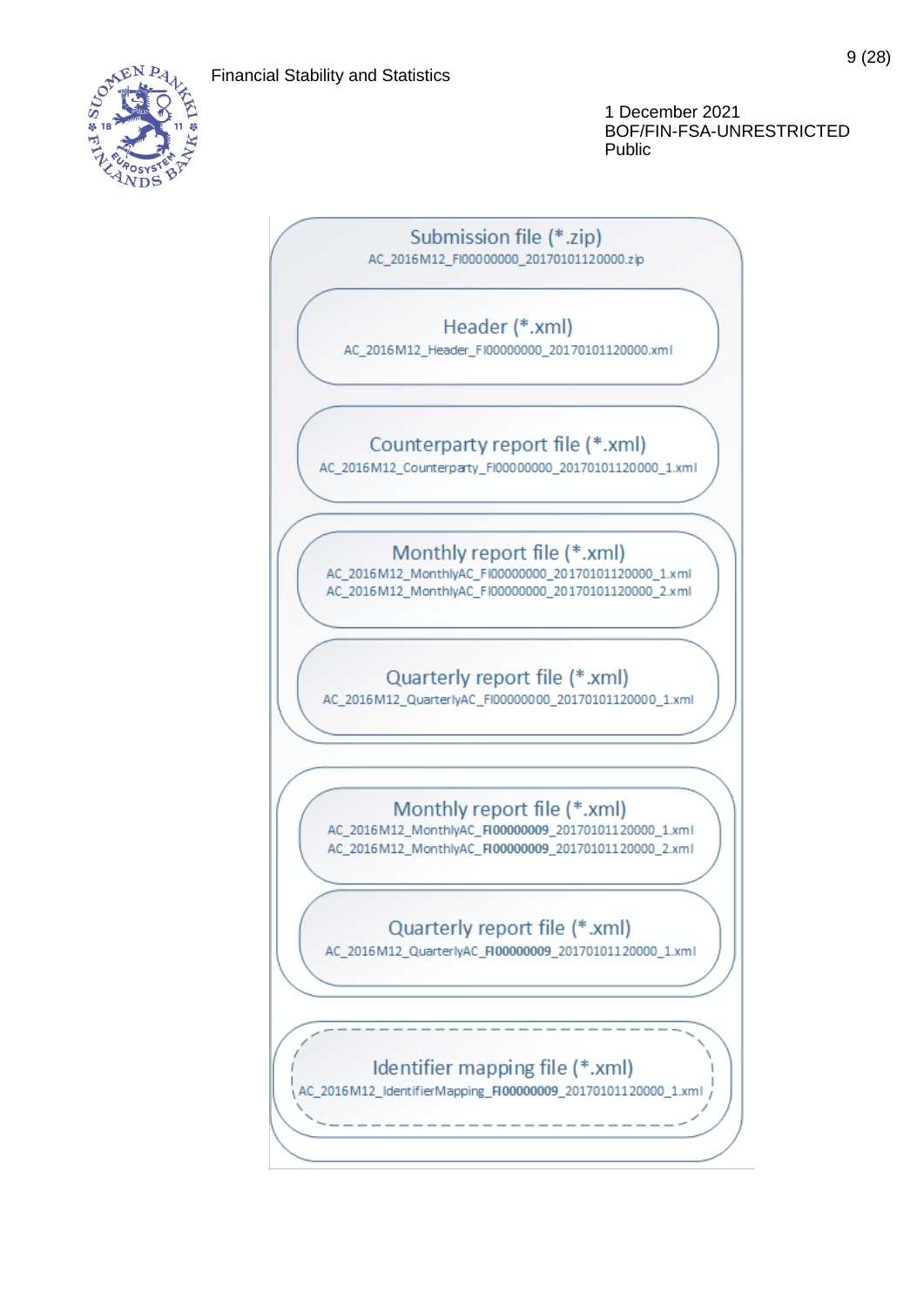Submission file (*.zip)
AC_2016M12_FI00000000_20170101120000.zip

Header (*.xml)
AC_2016M12_Header_FI00000000_20170101120000.xml

Counterparty report file (*.xml)
AC_2016M12_Counterparty_FI00000000_20170101120000_1.xml

Monthly report file (*.xml)
AC_2016M12_MonthlyAC_FI00000000_20170101120000_1.xml
AC_2016M12_MonthlyAC_FI00000000_20170101120000_2.xml

Quarterly report file (*.xml)
AC_2016M12_QuarterlyAC_FI00000000_20170101120000_1.xml

Monthly report file (*.xml)
AC_2016M12_MonthlyAC_**FI00000009**_20170101120000_1.xml
AC_2016M12_MonthlyAC_**FI00000009**_20170101120000_2.xml

Quarterly report file (*.xml)
AC_2016M12_QuarterlyAC_**FI00000009**_20170101120000_1.xml

Identifier mapping file (*.xml)
AC_2016M12_IdentifierMapping_**FI00000009**_20170101120000_1.xml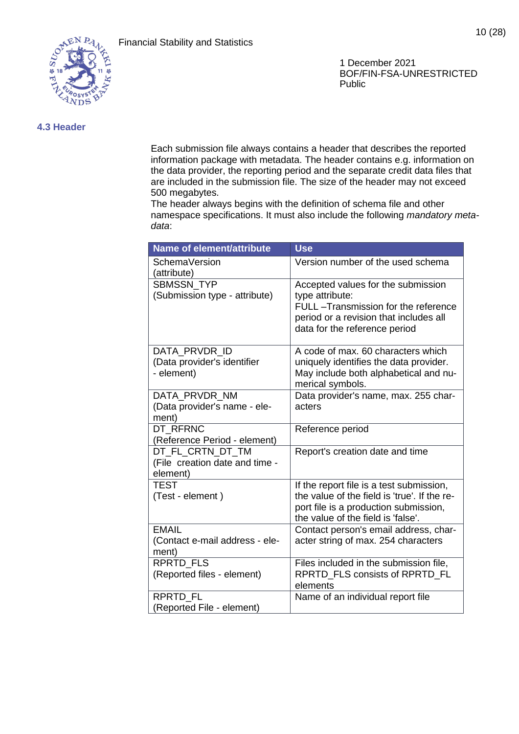### 4.3 Header

Each submission file always contains a header that describes the reported information package with metadata. The header contains e.g. information on the data provider, the reporting period and the separate credit data files that are included in the submission file. The size of the header may not exceed 500 megabytes.
The header always begins with the definition of schema file and other namespace specifications. It must also include the following *mandatory meta-data*:

| Name of element/attribute | Use |
|---|---|
| SchemaVersion (attribute) | Version number of the used schema |
| SBMSSN_TYP (Submission type - attribute) | Accepted values for the submission type attribute: FULL –Transmission for the reference period or a revision that includes all data for the reference period |
| DATA_PRVDR_ID (Data provider's identifier - element) | A code of max. 60 characters which uniquely identifies the data provider. May include both alphabetical and numerical symbols. |
| DATA_PRVDR_NM (Data provider's name - element) | Data provider's name, max. 255 characters |
| DT_RFRNC (Reference Period - element) | Reference period |
| DT_FL_CRTN_DT_TM (File creation date and time - element) | Report's creation date and time |
| TEST (Test - element ) | If the report file is a test submission, the value of the field is 'true'. If the report file is a production submission, the value of the field is 'false'. |
| EMAIL (Contact e-mail address - element) | Contact person's email address, character string of max. 254 characters |
| RPRTD_FLS (Reported files - element) | Files included in the submission file, RPRTD_FLS consists of RPRTD_FL elements |
| RPRTD_FL (Reported File - element) | Name of an individual report file |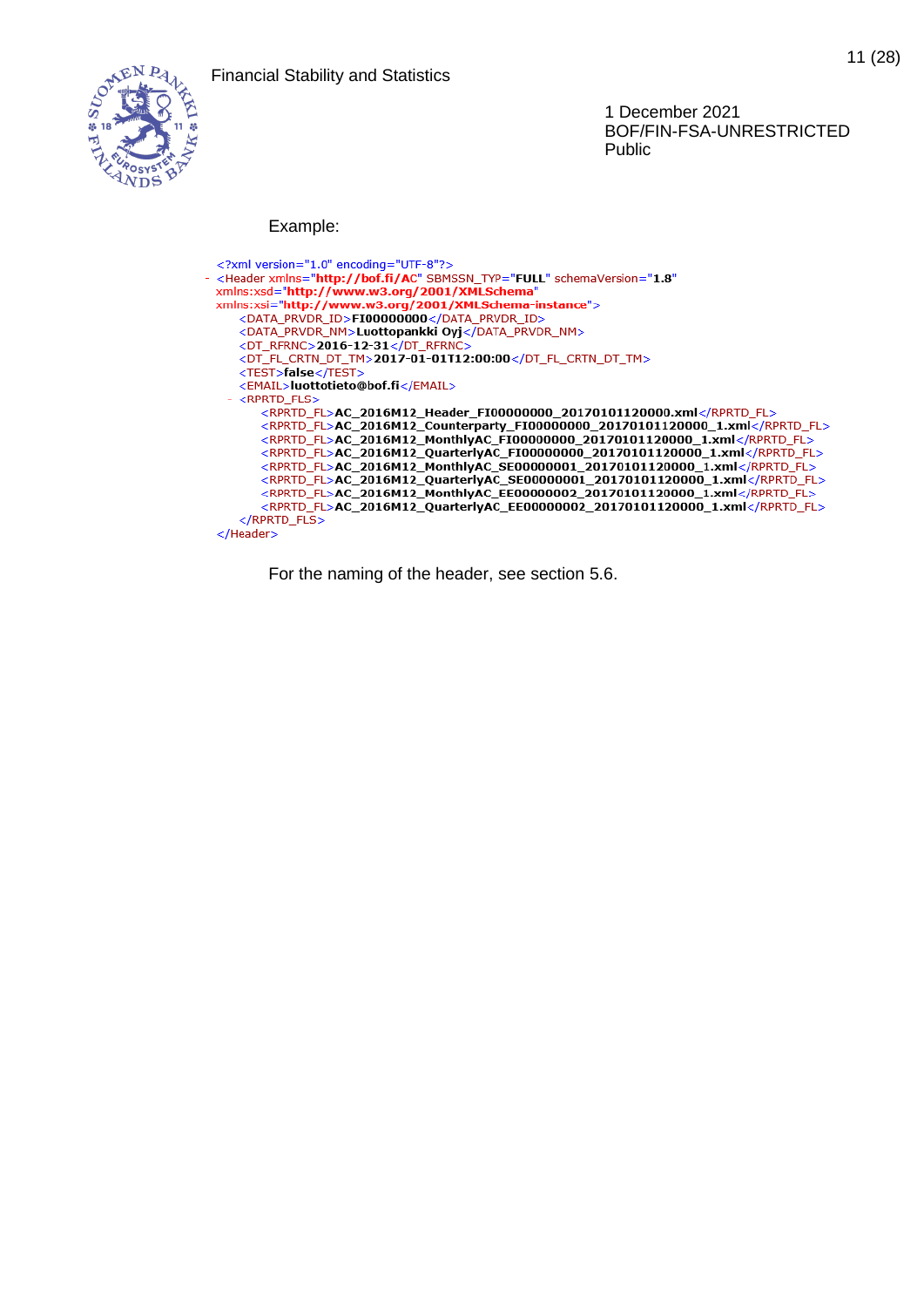Example:

```xml
<?xml version="1.0" encoding="UTF-8"?>
- <Header xmlns="http://bof.fi/AC" SBMSSN_TYP="FULL" schemaVersion="1.8"
  xmlns:xsd="http://www.w3.org/2001/XMLSchema"
  xmlns:xsi="http://www.w3.org/2001/XMLSchema-instance">
    <DATA_PRVDR_ID>FI00000000</DATA_PRVDR_ID>
    <DATA_PRVDR_NM>Luottopankki Oyj</DATA_PRVDR_NM>
    <DT_RFRNC>2016-12-31</DT_RFRNC>
    <DT_FL_CRTN_DT_TM>2017-01-01T12:00:00</DT_FL_CRTN_DT_TM>
    <TEST>false</TEST>
    <EMAIL>luottotieto@bof.fi</EMAIL>
  - <RPRTD_FLS>
      <RPRTD_FL>AC_2016M12_Header_FI00000000_20170101120000.xml</RPRTD_FL>
      <RPRTD_FL>AC_2016M12_Counterparty_FI00000000_20170101120000_1.xml</RPRTD_FL>
      <RPRTD_FL>AC_2016M12_MonthlyAC_FI00000000_20170101120000_1.xml</RPRTD_FL>
      <RPRTD_FL>AC_2016M12_QuarterlyAC_FI00000000_20170101120000_1.xml</RPRTD_FL>
      <RPRTD_FL>AC_2016M12_MonthlyAC_SE00000001_20170101120000_1.xml</RPRTD_FL>
      <RPRTD_FL>AC_2016M12_QuarterlyAC_SE00000001_20170101120000_1.xml</RPRTD_FL>
      <RPRTD_FL>AC_2016M12_MonthlyAC_EE00000002_20170101120000_1.xml</RPRTD_FL>
      <RPRTD_FL>AC_2016M12_QuarterlyAC_EE00000002_20170101120000_1.xml</RPRTD_FL>
    </RPRTD_FLS>
</Header>
```

For the naming of the header, see section 5.6.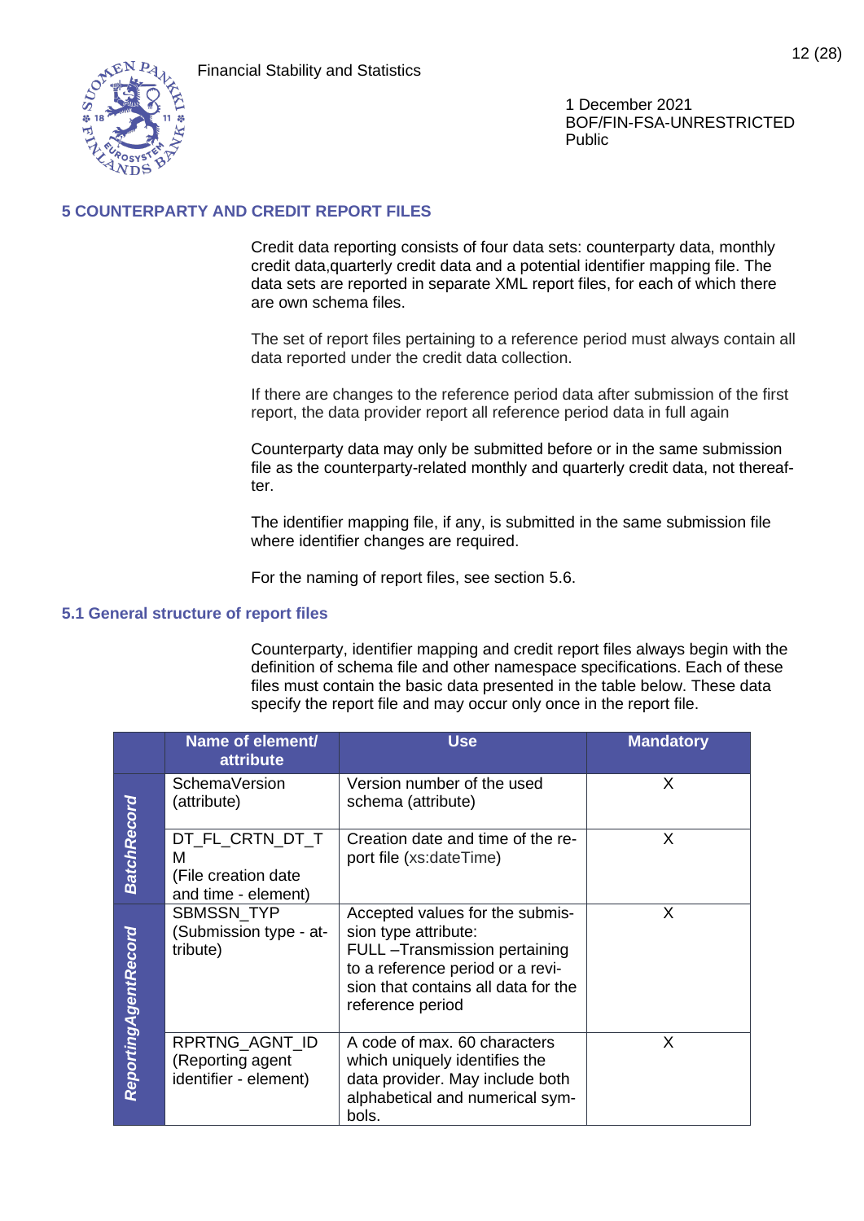## 5 COUNTERPARTY AND CREDIT REPORT FILES

Credit data reporting consists of four data sets: counterparty data, monthly credit data,quarterly credit data and a potential identifier mapping file. The data sets are reported in separate XML report files, for each of which there are own schema files.

The set of report files pertaining to a reference period must always contain all data reported under the credit data collection.

If there are changes to the reference period data after submission of the first report, the data provider report all reference period data in full again

Counterparty data may only be submitted before or in the same submission file as the counterparty-related monthly and quarterly credit data, not thereafter.

The identifier mapping file, if any, is submitted in the same submission file where identifier changes are required.

For the naming of report files, see section 5.6.

### 5.1 General structure of report files

Counterparty, identifier mapping and credit report files always begin with the definition of schema file and other namespace specifications. Each of these files must contain the basic data presented in the table below. These data specify the report file and may occur only once in the report file.

| | Name of element/ attribute | Use | Mandatory |
|---|---|---|---|
| *BatchRecord* | SchemaVersion (attribute) | Version number of the used schema (attribute) | X |
| | DT_FL_CRTN_DT_TM (File creation date and time - element) | Creation date and time of the report file (xs:dateTime) | X |
| *ReportingAgentRecord* | SBMSSN_TYP (Submission type - attribute) | Accepted values for the submission type attribute: FULL –Transmission pertaining to a reference period or a revision that contains all data for the reference period | X |
| | RPRTNG_AGNT_ID (Reporting agent identifier - element) | A code of max. 60 characters which uniquely identifies the data provider. May include both alphabetical and numerical symbols. | X |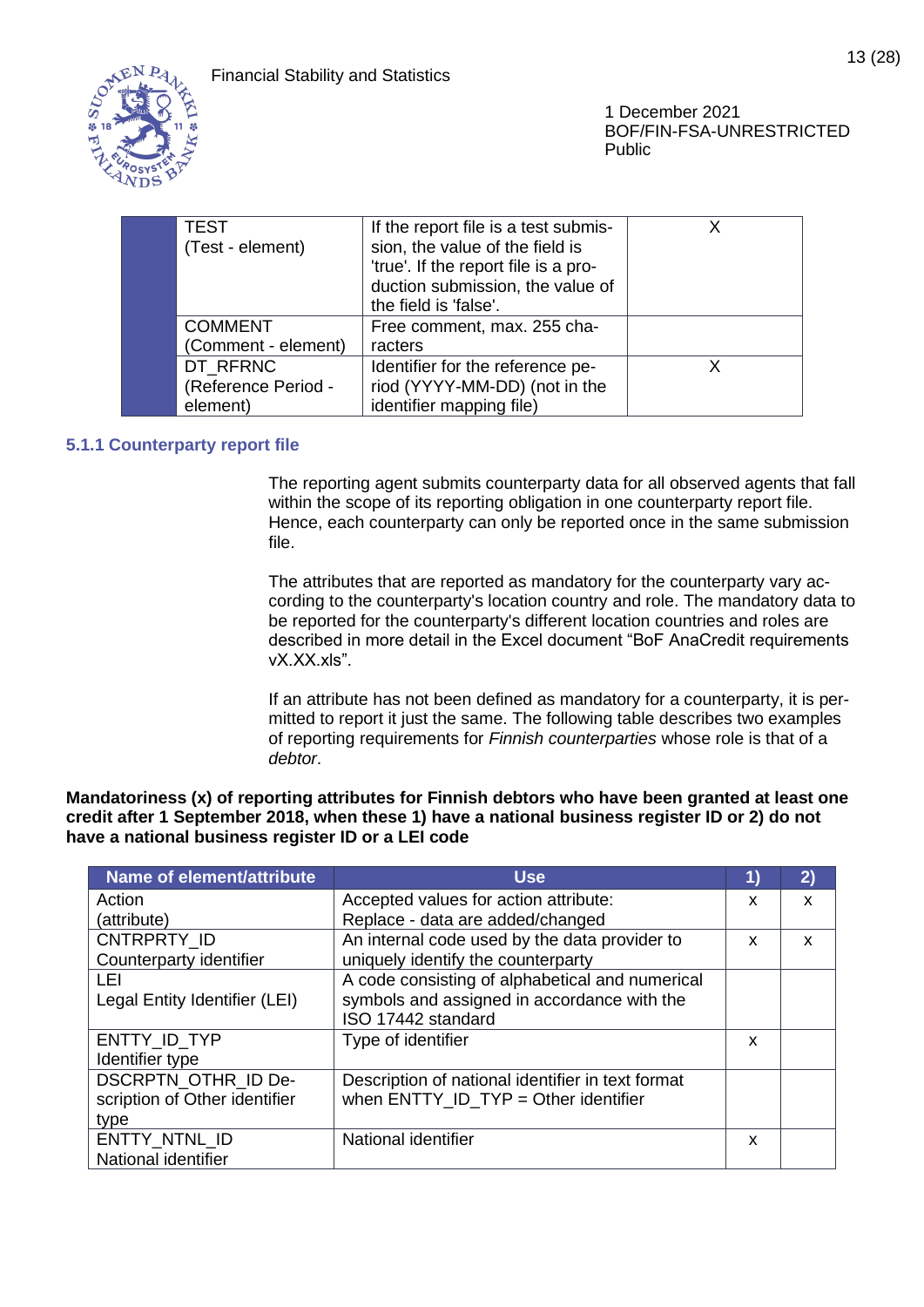| | | | |
|---|---|---|---|
| | TEST<br>(Test - element) | If the report file is a test submission, the value of the field is 'true'. If the report file is a production submission, the value of the field is 'false'. | X |
| | COMMENT<br>(Comment - element) | Free comment, max. 255 characters | |
| | DT_RFRNC<br>(Reference Period - element) | Identifier for the reference period (YYYY-MM-DD) (not in the identifier mapping file) | X |

### 5.1.1 Counterparty report file

The reporting agent submits counterparty data for all observed agents that fall within the scope of its reporting obligation in one counterparty report file. Hence, each counterparty can only be reported once in the same submission file.

The attributes that are reported as mandatory for the counterparty vary according to the counterparty's location country and role. The mandatory data to be reported for the counterparty's different location countries and roles are described in more detail in the Excel document “BoF AnaCredit requirements vX.XX.xls”.

If an attribute has not been defined as mandatory for a counterparty, it is permitted to report it just the same. The following table describes two examples of reporting requirements for *Finnish counterparties* whose role is that of a *debtor*.

**Mandatoriness (x) of reporting attributes for Finnish debtors who have been granted at least one credit after 1 September 2018, when these 1) have a national business register ID or 2) do not have a national business register ID or a LEI code**

| Name of element/attribute | Use | 1) | 2) |
|---|---|---|---|
| Action<br>(attribute) | Accepted values for action attribute:<br>Replace - data are added/changed | x | x |
| CNTRPRTY_ID<br>Counterparty identifier | An internal code used by the data provider to uniquely identify the counterparty | x | x |
| LEI<br>Legal Entity Identifier (LEI) | A code consisting of alphabetical and numerical symbols and assigned in accordance with the ISO 17442 standard | | |
| ENTTY_ID_TYP<br>Identifier type | Type of identifier | x | |
| DSCRPTN_OTHR_ID Description of Other identifier type | Description of national identifier in text format when ENTTY_ID_TYP = Other identifier | | |
| ENTTY_NTNL_ID<br>National identifier | National identifier | x | |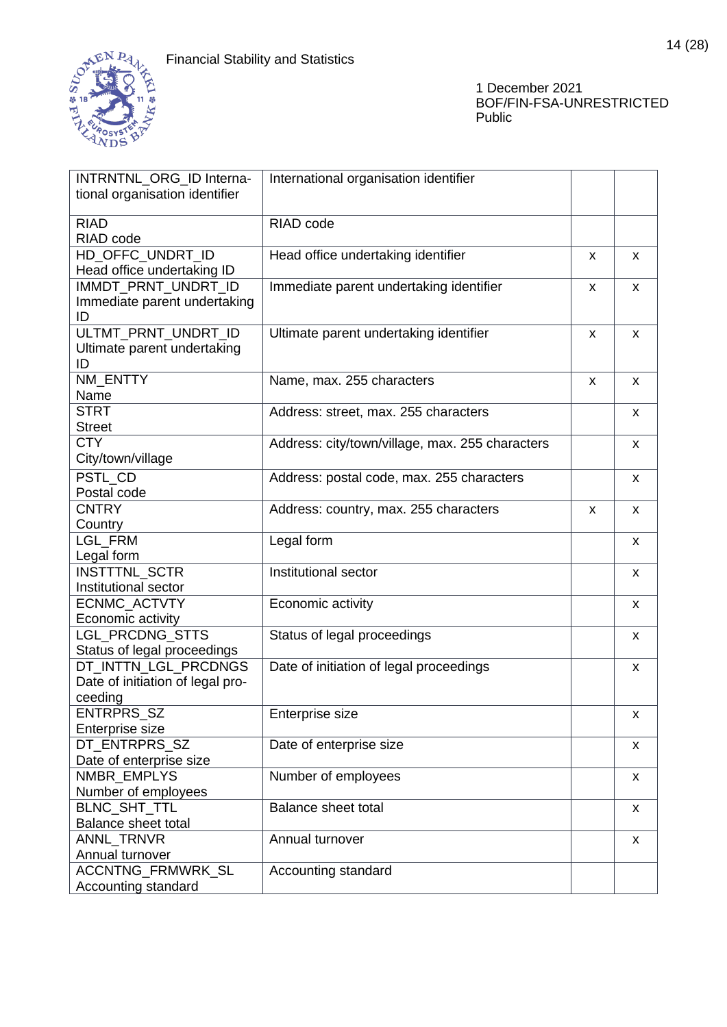| INTRNTNL_ORG_ID International organisation identifier | International organisation identifier | | |
|---|---|---|---|
| RIAD<br>RIAD code | RIAD code | | |
| HD_OFFC_UNDRT_ID<br>Head office undertaking ID | Head office undertaking identifier | x | x |
| IMMDT_PRNT_UNDRT_ID<br>Immediate parent undertaking ID | Immediate parent undertaking identifier | x | x |
| ULTMT_PRNT_UNDRT_ID<br>Ultimate parent undertaking ID | Ultimate parent undertaking identifier | x | x |
| NM_ENTTY<br>Name | Name, max. 255 characters | x | x |
| STRT<br>Street | Address: street, max. 255 characters | | x |
| CTY<br>City/town/village | Address: city/town/village, max. 255 characters | | x |
| PSTL_CD<br>Postal code | Address: postal code, max. 255 characters | | x |
| CNTRY<br>Country | Address: country, max. 255 characters | x | x |
| LGL_FRM<br>Legal form | Legal form | | x |
| INSTTTNL_SCTR<br>Institutional sector | Institutional sector | | x |
| ECNMC_ACTVTY<br>Economic activity | Economic activity | | x |
| LGL_PRCDNG_STTS<br>Status of legal proceedings | Status of legal proceedings | | x |
| DT_INTTN_LGL_PRCDNGS<br>Date of initiation of legal proceeding | Date of initiation of legal proceedings | | x |
| ENTRPRS_SZ<br>Enterprise size | Enterprise size | | x |
| DT_ENTRPRS_SZ<br>Date of enterprise size | Date of enterprise size | | x |
| NMBR_EMPLYS<br>Number of employees | Number of employees | | x |
| BLNC_SHT_TTL<br>Balance sheet total | Balance sheet total | | x |
| ANNL_TRNVR<br>Annual turnover | Annual turnover | | x |
| ACCNTNG_FRMWRK_SL<br>Accounting standard | Accounting standard | | |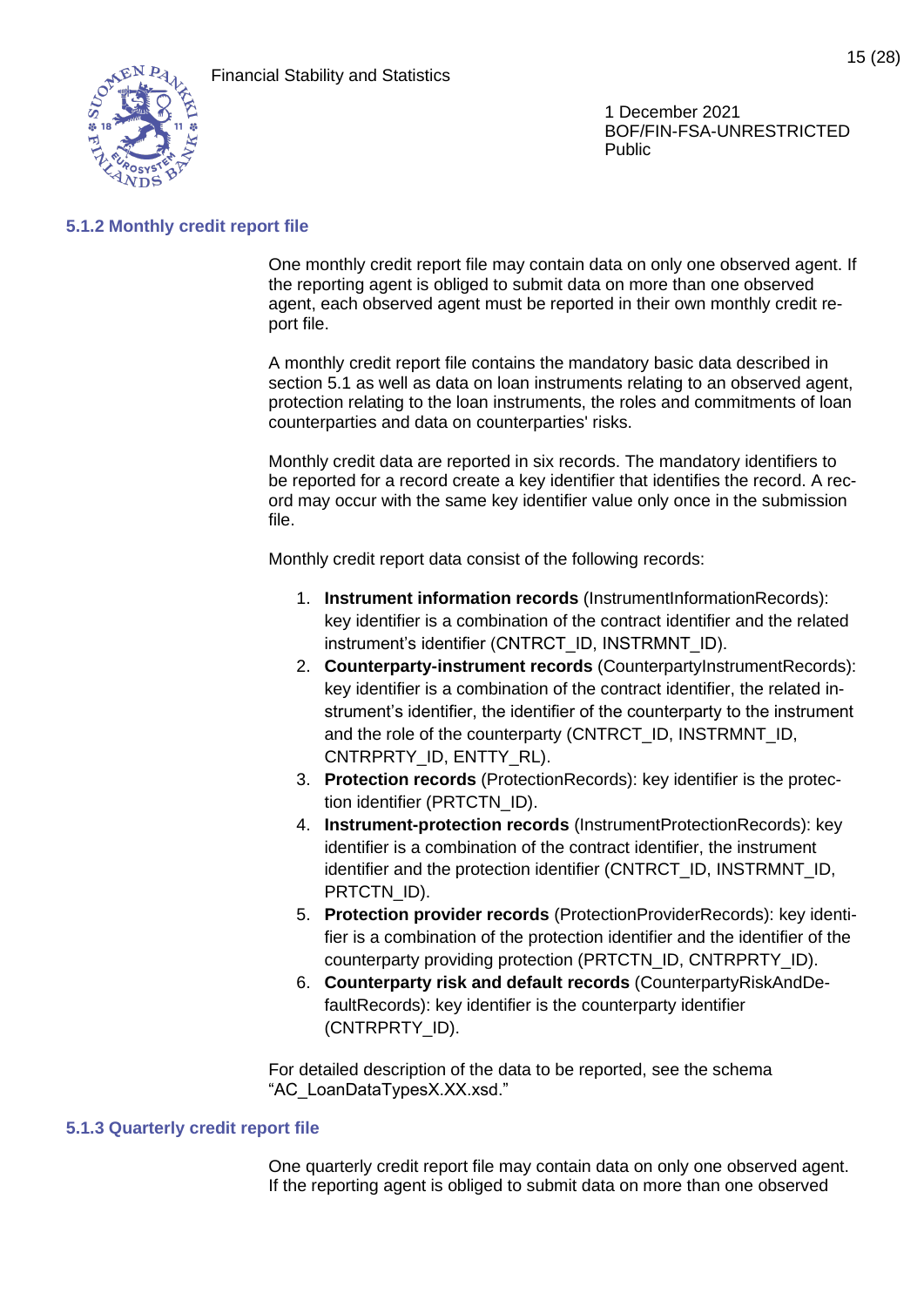### 5.1.2 Monthly credit report file

One monthly credit report file may contain data on only one observed agent. If the reporting agent is obliged to submit data on more than one observed agent, each observed agent must be reported in their own monthly credit report file.

A monthly credit report file contains the mandatory basic data described in section 5.1 as well as data on loan instruments relating to an observed agent, protection relating to the loan instruments, the roles and commitments of loan counterparties and data on counterparties' risks.

Monthly credit data are reported in six records. The mandatory identifiers to be reported for a record create a key identifier that identifies the record. A record may occur with the same key identifier value only once in the submission file.

Monthly credit report data consist of the following records:

1. **Instrument information records** (InstrumentInformationRecords): key identifier is a combination of the contract identifier and the related instrument's identifier (CNTRCT_ID, INSTRMNT_ID).
2. **Counterparty-instrument records** (CounterpartyInstrumentRecords): key identifier is a combination of the contract identifier, the related instrument's identifier, the identifier of the counterparty to the instrument and the role of the counterparty (CNTRCT_ID, INSTRMNT_ID, CNTRPRTY_ID, ENTTY_RL).
3. **Protection records** (ProtectionRecords): key identifier is the protection identifier (PRTCTN_ID).
4. **Instrument-protection records** (InstrumentProtectionRecords): key identifier is a combination of the contract identifier, the instrument identifier and the protection identifier (CNTRCT_ID, INSTRMNT_ID, PRTCTN_ID).
5. **Protection provider records** (ProtectionProviderRecords): key identifier is a combination of the protection identifier and the identifier of the counterparty providing protection (PRTCTN_ID, CNTRPRTY_ID).
6. **Counterparty risk and default records** (CounterpartyRiskAndDefaultRecords): key identifier is the counterparty identifier (CNTRPRTY_ID).

For detailed description of the data to be reported, see the schema "AC_LoanDataTypesX.XX.xsd."

### 5.1.3 Quarterly credit report file

One quarterly credit report file may contain data on only one observed agent. If the reporting agent is obliged to submit data on more than one observed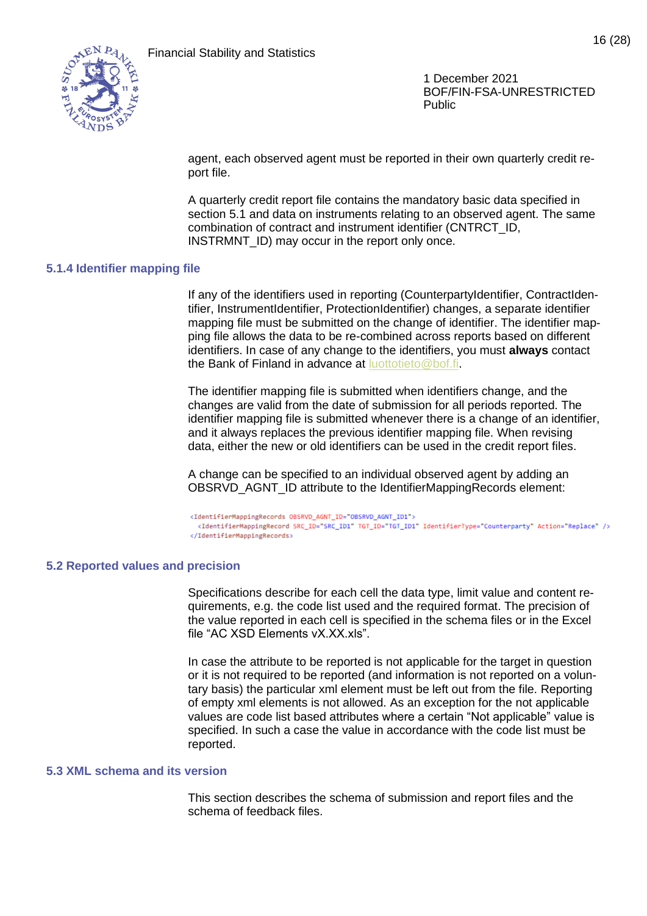agent, each observed agent must be reported in their own quarterly credit report file.

A quarterly credit report file contains the mandatory basic data specified in section 5.1 and data on instruments relating to an observed agent. The same combination of contract and instrument identifier (CNTRCT_ID, INSTRMNT_ID) may occur in the report only once.

### 5.1.4 Identifier mapping file

If any of the identifiers used in reporting (CounterpartyIdentifier, ContractIdentifier, InstrumentIdentifier, ProtectionIdentifier) changes, a separate identifier mapping file must be submitted on the change of identifier. The identifier mapping file allows the data to be re-combined across reports based on different identifiers. In case of any change to the identifiers, you must **always** contact the Bank of Finland in advance at luottotieto@bof.fi.

The identifier mapping file is submitted when identifiers change, and the changes are valid from the date of submission for all periods reported. The identifier mapping file is submitted whenever there is a change of an identifier, and it always replaces the previous identifier mapping file. When revising data, either the new or old identifiers can be used in the credit report files.

A change can be specified to an individual observed agent by adding an OBSRVD_AGNT_ID attribute to the IdentifierMappingRecords element:

```
<IdentifierMappingRecords OBSRVD_AGNT_ID="OBSRVD_AGNT_ID1">
  <IdentifierMappingRecord SRC_ID="SRC_ID1" TGT_ID="TGT_ID1" IdentifierType="Counterparty" Action="Replace" />
</IdentifierMappingRecords>
```

## 5.2 Reported values and precision

Specifications describe for each cell the data type, limit value and content requirements, e.g. the code list used and the required format. The precision of the value reported in each cell is specified in the schema files or in the Excel file “AC XSD Elements vX.XX.xls”.

In case the attribute to be reported is not applicable for the target in question or it is not required to be reported (and information is not reported on a voluntary basis) the particular xml element must be left out from the file. Reporting of empty xml elements is not allowed. As an exception for the not applicable values are code list based attributes where a certain “Not applicable” value is specified. In such a case the value in accordance with the code list must be reported.

## 5.3 XML schema and its version

This section describes the schema of submission and report files and the schema of feedback files.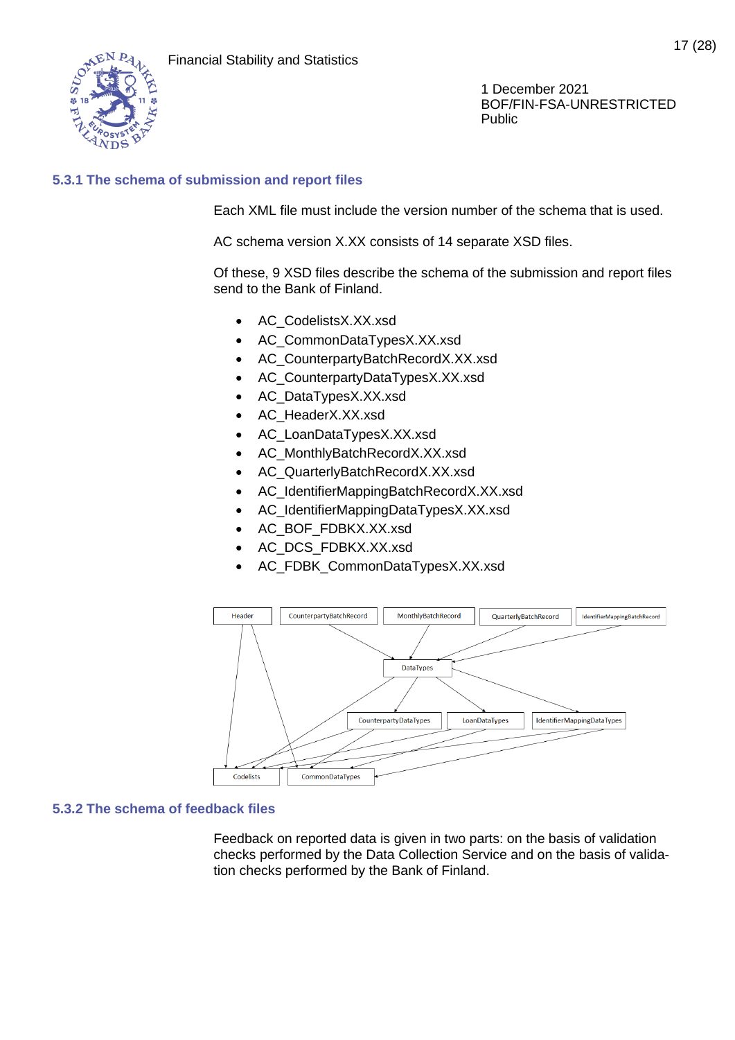### 5.3.1 The schema of submission and report files

Each XML file must include the version number of the schema that is used.

AC schema version X.XX consists of 14 separate XSD files.

Of these, 9 XSD files describe the schema of the submission and report files send to the Bank of Finland.

- AC_CodelistsX.XX.xsd
- AC_CommonDataTypesX.XX.xsd
- AC_CounterpartyBatchRecordX.XX.xsd
- AC_CounterpartyDataTypesX.XX.xsd
- AC_DataTypesX.XX.xsd
- AC_HeaderX.XX.xsd
- AC_LoanDataTypesX.XX.xsd
- AC_MonthlyBatchRecordX.XX.xsd
- AC_QuarterlyBatchRecordX.XX.xsd
- AC_IdentifierMappingBatchRecordX.XX.xsd
- AC_IdentifierMappingDataTypesX.XX.xsd
- AC_BOF_FDBKX.XX.xsd
- AC_DCS_FDBKX.XX.xsd
- AC_FDBK_CommonDataTypesX.XX.xsd

### 5.3.2 The schema of feedback files

Feedback on reported data is given in two parts: on the basis of validation checks performed by the Data Collection Service and on the basis of validation checks performed by the Bank of Finland.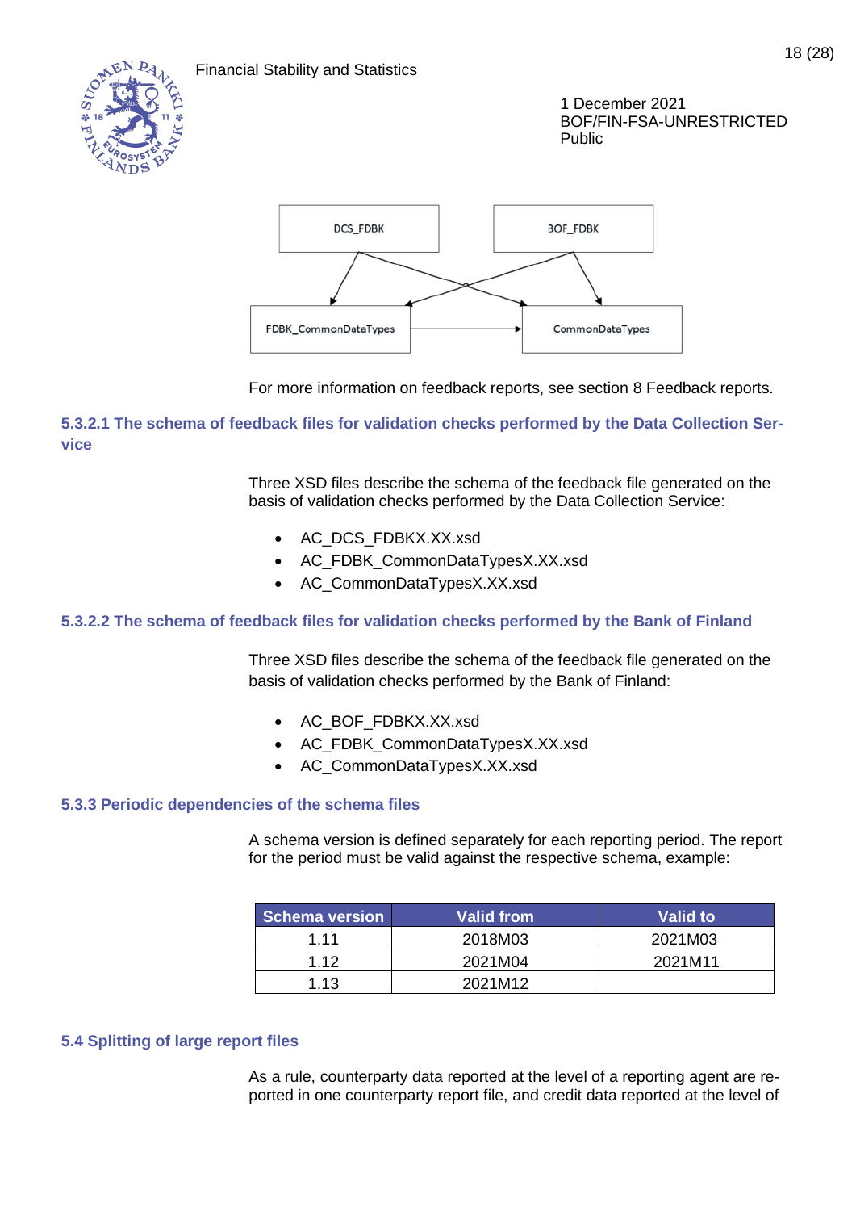DCS_FDBK

BOF_FDBK

FDBK_CommonDataTypes

CommonDataTypes

For more information on feedback reports, see section 8 Feedback reports.

#### 5.3.2.1 The schema of feedback files for validation checks performed by the Data Collection Service

Three XSD files describe the schema of the feedback file generated on the basis of validation checks performed by the Data Collection Service:

- AC_DCS_FDBKX.XX.xsd
- AC_FDBK_CommonDataTypesX.XX.xsd
- AC_CommonDataTypesX.XX.xsd

#### 5.3.2.2 The schema of feedback files for validation checks performed by the Bank of Finland

Three XSD files describe the schema of the feedback file generated on the basis of validation checks performed by the Bank of Finland:

- AC_BOF_FDBKX.XX.xsd
- AC_FDBK_CommonDataTypesX.XX.xsd
- AC_CommonDataTypesX.XX.xsd

### 5.3.3 Periodic dependencies of the schema files

A schema version is defined separately for each reporting period. The report for the period must be valid against the respective schema, example:

| Schema version | Valid from | Valid to |
|---|---|---|
| 1.11 | 2018M03 | 2021M03 |
| 1.12 | 2021M04 | 2021M11 |
| 1.13 | 2021M12 | |

## 5.4 Splitting of large report files

As a rule, counterparty data reported at the level of a reporting agent are reported in one counterparty report file, and credit data reported at the level of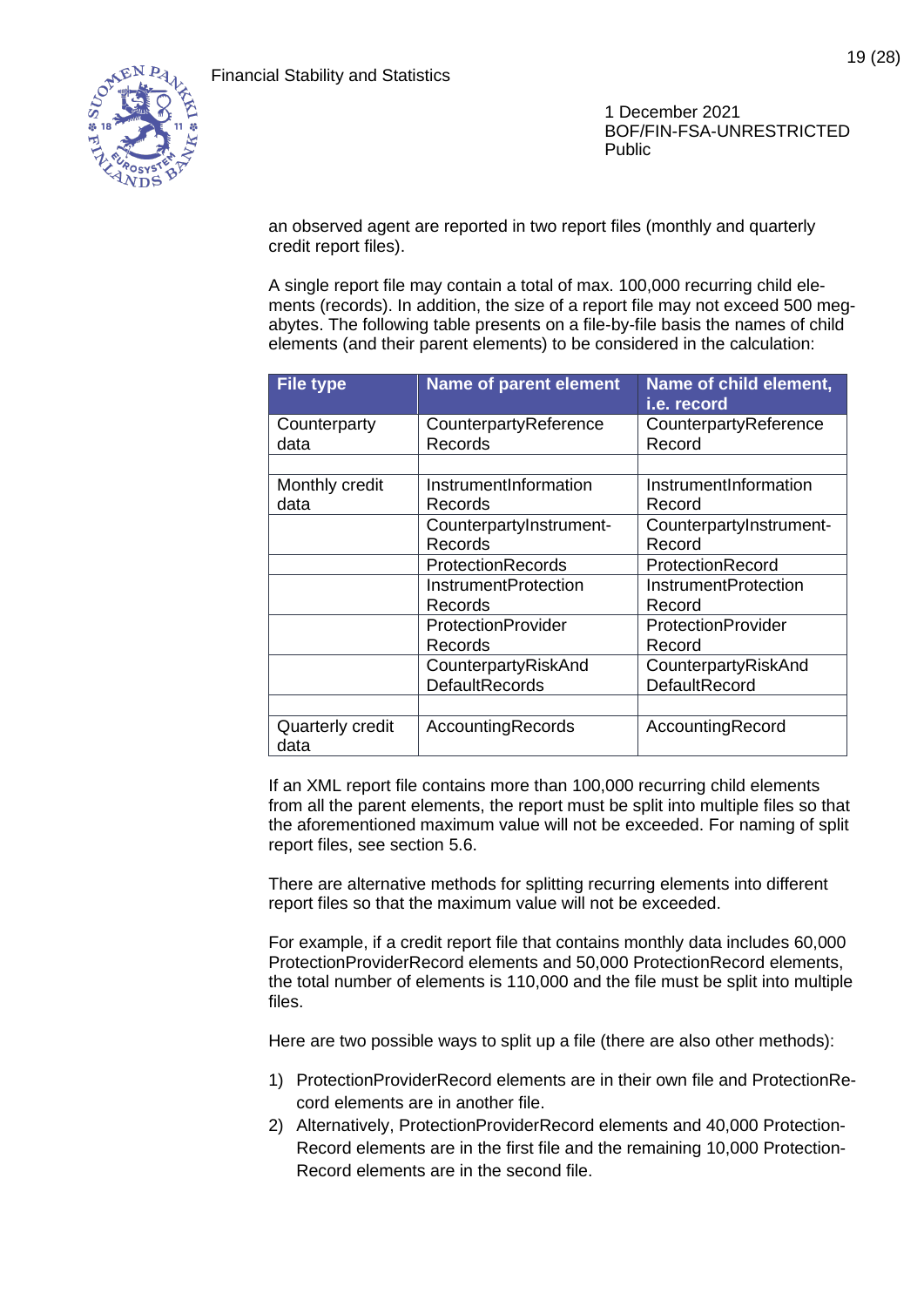an observed agent are reported in two report files (monthly and quarterly credit report files).

A single report file may contain a total of max. 100,000 recurring child elements (records). In addition, the size of a report file may not exceed 500 megabytes. The following table presents on a file-by-file basis the names of child elements (and their parent elements) to be considered in the calculation:

| File type | Name of parent element | Name of child element, i.e. record |
|---|---|---|
| Counterparty data | CounterpartyReference Records | CounterpartyReference Record |
| | | |
| Monthly credit data | InstrumentInformation Records | InstrumentInformation Record |
| | CounterpartyInstrument-Records | CounterpartyInstrument-Record |
| | ProtectionRecords | ProtectionRecord |
| | InstrumentProtection Records | InstrumentProtection Record |
| | ProtectionProvider Records | ProtectionProvider Record |
| | CounterpartyRiskAnd DefaultRecords | CounterpartyRiskAnd DefaultRecord |
| | | |
| Quarterly credit data | AccountingRecords | AccountingRecord |

If an XML report file contains more than 100,000 recurring child elements from all the parent elements, the report must be split into multiple files so that the aforementioned maximum value will not be exceeded. For naming of split report files, see section 5.6.

There are alternative methods for splitting recurring elements into different report files so that the maximum value will not be exceeded.

For example, if a credit report file that contains monthly data includes 60,000 ProtectionProviderRecord elements and 50,000 ProtectionRecord elements, the total number of elements is 110,000 and the file must be split into multiple files.

Here are two possible ways to split up a file (there are also other methods):

1) ProtectionProviderRecord elements are in their own file and ProtectionRecord elements are in another file.
2) Alternatively, ProtectionProviderRecord elements and 40,000 ProtectionRecord elements are in the first file and the remaining 10,000 ProtectionRecord elements are in the second file.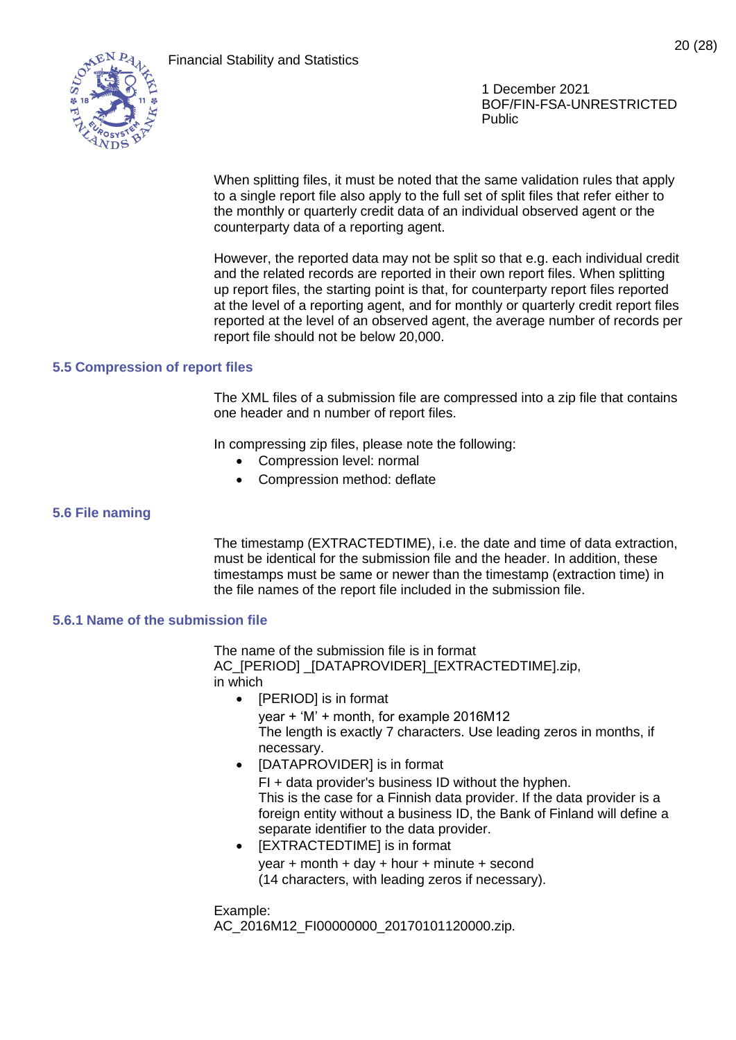When splitting files, it must be noted that the same validation rules that apply to a single report file also apply to the full set of split files that refer either to the monthly or quarterly credit data of an individual observed agent or the counterparty data of a reporting agent.

However, the reported data may not be split so that e.g. each individual credit and the related records are reported in their own report files. When splitting up report files, the starting point is that, for counterparty report files reported at the level of a reporting agent, and for monthly or quarterly credit report files reported at the level of an observed agent, the average number of records per report file should not be below 20,000.

### 5.5 Compression of report files

The XML files of a submission file are compressed into a zip file that contains one header and n number of report files.

In compressing zip files, please note the following:

- Compression level: normal
- Compression method: deflate

### 5.6 File naming

The timestamp (EXTRACTEDTIME), i.e. the date and time of data extraction, must be identical for the submission file and the header. In addition, these timestamps must be same or newer than the timestamp (extraction time) in the file names of the report file included in the submission file.

#### 5.6.1 Name of the submission file

The name of the submission file is in format
AC_[PERIOD] _[DATAPROVIDER]_[EXTRACTEDTIME].zip,
in which

- [PERIOD] is in format
  year + 'M' + month, for example 2016M12
  The length is exactly 7 characters. Use leading zeros in months, if necessary.
- [DATAPROVIDER] is in format
  FI + data provider's business ID without the hyphen.
  This is the case for a Finnish data provider. If the data provider is a foreign entity without a business ID, the Bank of Finland will define a separate identifier to the data provider.
- [EXTRACTEDTIME] is in format
  year + month + day + hour + minute + second
  (14 characters, with leading zeros if necessary).

Example:
AC_2016M12_FI00000000_20170101120000.zip.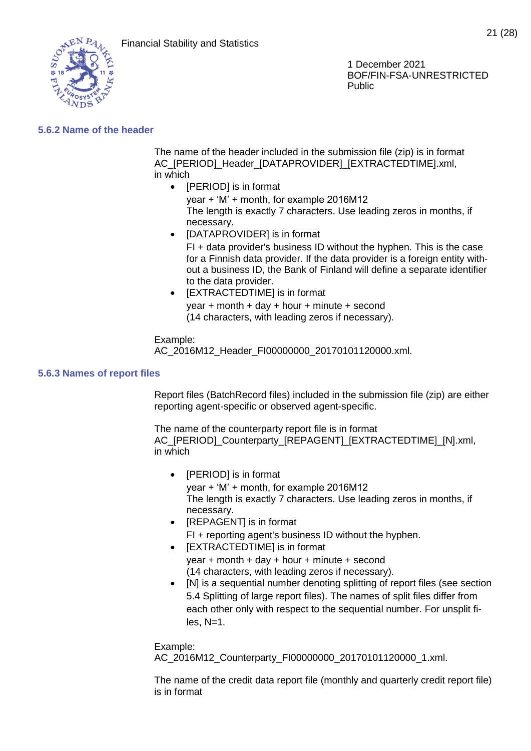### 5.6.2 Name of the header

The name of the header included in the submission file (zip) is in format AC_[PERIOD]_Header_[DATAPROVIDER]_[EXTRACTEDTIME].xml, in which

- [PERIOD] is in format
  year + 'M' + month, for example 2016M12
  The length is exactly 7 characters. Use leading zeros in months, if necessary.
- [DATAPROVIDER] is in format
  FI + data provider's business ID without the hyphen. This is the case for a Finnish data provider. If the data provider is a foreign entity without a business ID, the Bank of Finland will define a separate identifier to the data provider.
- [EXTRACTEDTIME] is in format
  year + month + day + hour + minute + second
  (14 characters, with leading zeros if necessary).

Example:
AC_2016M12_Header_FI00000000_20170101120000.xml.

### 5.6.3 Names of report files

Report files (BatchRecord files) included in the submission file (zip) are either reporting agent-specific or observed agent-specific.

The name of the counterparty report file is in format AC_[PERIOD]_Counterparty_[REPAGENT]_[EXTRACTEDTIME]_[N].xml, in which

- [PERIOD] is in format
  year + 'M' + month, for example 2016M12
  The length is exactly 7 characters. Use leading zeros in months, if necessary.
- [REPAGENT] is in format
  FI + reporting agent's business ID without the hyphen.
- [EXTRACTEDTIME] is in format
  year + month + day + hour + minute + second
  (14 characters, with leading zeros if necessary).
- [N] is a sequential number denoting splitting of report files (see section 5.4 Splitting of large report files). The names of split files differ from each other only with respect to the sequential number. For unsplit files, N=1.

Example:
AC_2016M12_Counterparty_FI00000000_20170101120000_1.xml.

The name of the credit data report file (monthly and quarterly credit report file) is in format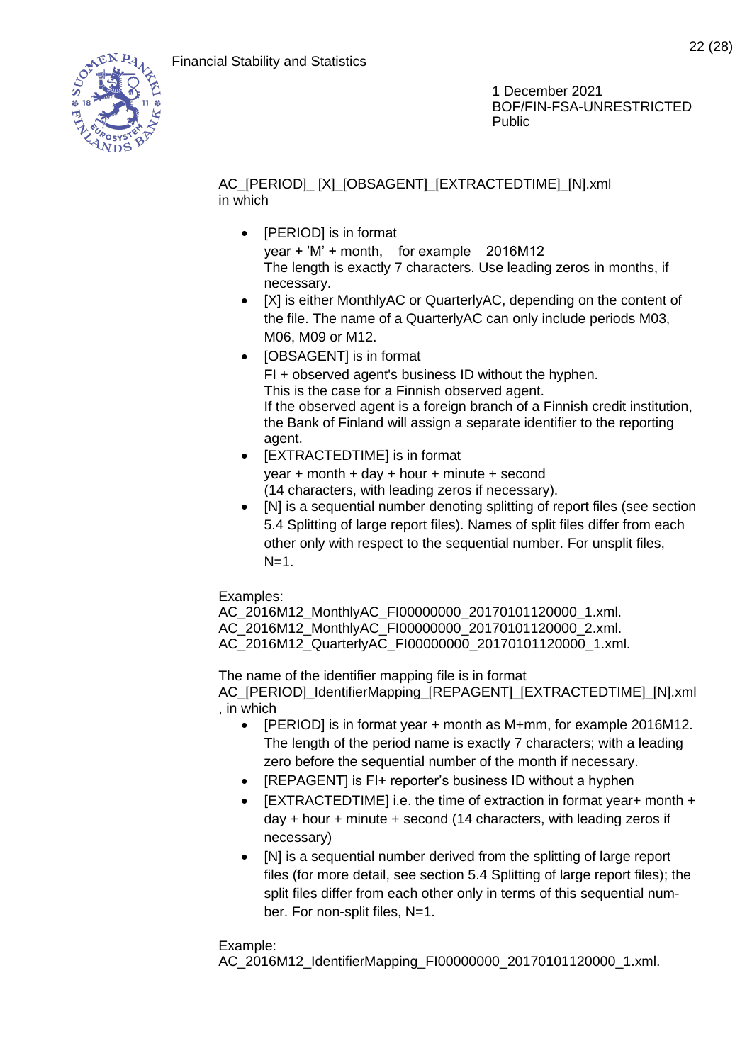AC_[PERIOD]_ [X]_[OBSAGENT]_[EXTRACTEDTIME]_[N].xml
in which

- [PERIOD] is in format
  year + 'M' + month, for example 2016M12
  The length is exactly 7 characters. Use leading zeros in months, if necessary.
- [X] is either MonthlyAC or QuarterlyAC, depending on the content of the file. The name of a QuarterlyAC can only include periods M03, M06, M09 or M12.
- [OBSAGENT] is in format
  FI + observed agent's business ID without the hyphen.
  This is the case for a Finnish observed agent.
  If the observed agent is a foreign branch of a Finnish credit institution, the Bank of Finland will assign a separate identifier to the reporting agent.
- [EXTRACTEDTIME] is in format
  year + month + day + hour + minute + second
  (14 characters, with leading zeros if necessary).
- [N] is a sequential number denoting splitting of report files (see section 5.4 Splitting of large report files). Names of split files differ from each other only with respect to the sequential number. For unsplit files, N=1.

Examples:
AC_2016M12_MonthlyAC_FI00000000_20170101120000_1.xml.
AC_2016M12_MonthlyAC_FI00000000_20170101120000_2.xml.
AC_2016M12_QuarterlyAC_FI00000000_20170101120000_1.xml.

The name of the identifier mapping file is in format
AC_[PERIOD]_IdentifierMapping_[REPAGENT]_[EXTRACTEDTIME]_[N].xml
, in which

- [PERIOD] is in format year + month as M+mm, for example 2016M12. The length of the period name is exactly 7 characters; with a leading zero before the sequential number of the month if necessary.
- [REPAGENT] is FI+ reporter's business ID without a hyphen
- [EXTRACTEDTIME] i.e. the time of extraction in format year+ month + day + hour + minute + second (14 characters, with leading zeros if necessary)
- [N] is a sequential number derived from the splitting of large report files (for more detail, see section 5.4 Splitting of large report files); the split files differ from each other only in terms of this sequential number. For non-split files, N=1.

Example:
AC_2016M12_IdentifierMapping_FI00000000_20170101120000_1.xml.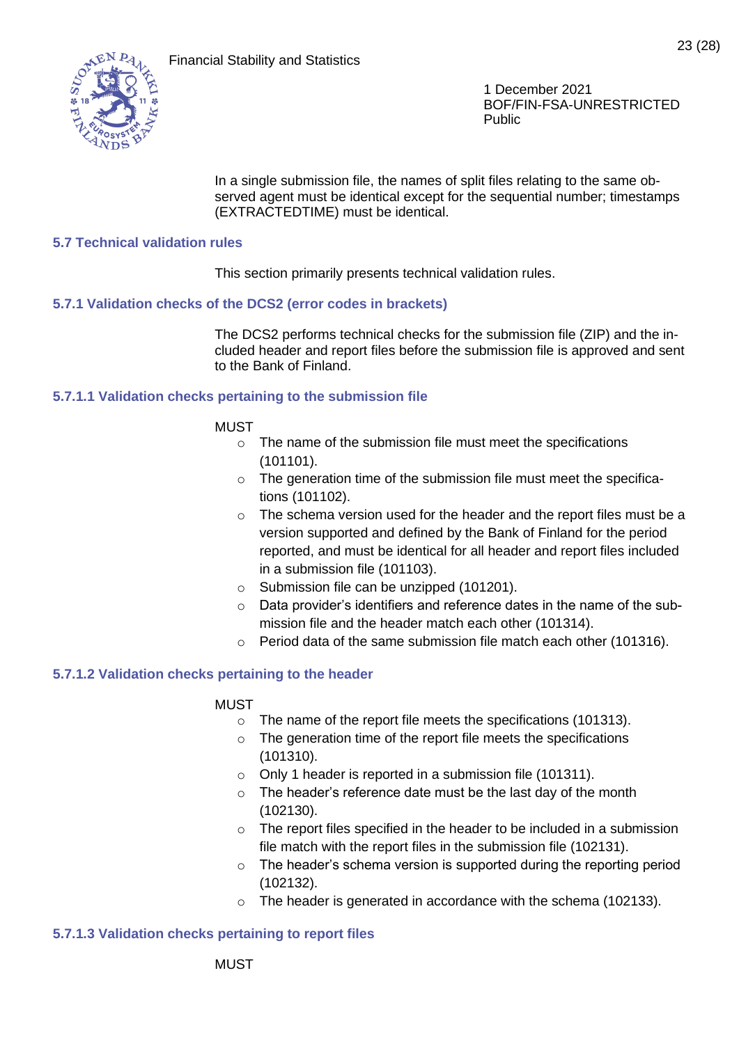In a single submission file, the names of split files relating to the same observed agent must be identical except for the sequential number; timestamps (EXTRACTEDTIME) must be identical.

### 5.7 Technical validation rules

This section primarily presents technical validation rules.

#### 5.7.1 Validation checks of the DCS2 (error codes in brackets)

The DCS2 performs technical checks for the submission file (ZIP) and the included header and report files before the submission file is approved and sent to the Bank of Finland.

##### 5.7.1.1 Validation checks pertaining to the submission file

MUST

- The name of the submission file must meet the specifications (101101).
- The generation time of the submission file must meet the specifications (101102).
- The schema version used for the header and the report files must be a version supported and defined by the Bank of Finland for the period reported, and must be identical for all header and report files included in a submission file (101103).
- Submission file can be unzipped (101201).
- Data provider's identifiers and reference dates in the name of the submission file and the header match each other (101314).
- Period data of the same submission file match each other (101316).

##### 5.7.1.2 Validation checks pertaining to the header

MUST

- The name of the report file meets the specifications (101313).
- The generation time of the report file meets the specifications (101310).
- Only 1 header is reported in a submission file (101311).
- The header's reference date must be the last day of the month (102130).
- The report files specified in the header to be included in a submission file match with the report files in the submission file (102131).
- The header's schema version is supported during the reporting period (102132).
- The header is generated in accordance with the schema (102133).

##### 5.7.1.3 Validation checks pertaining to report files

MUST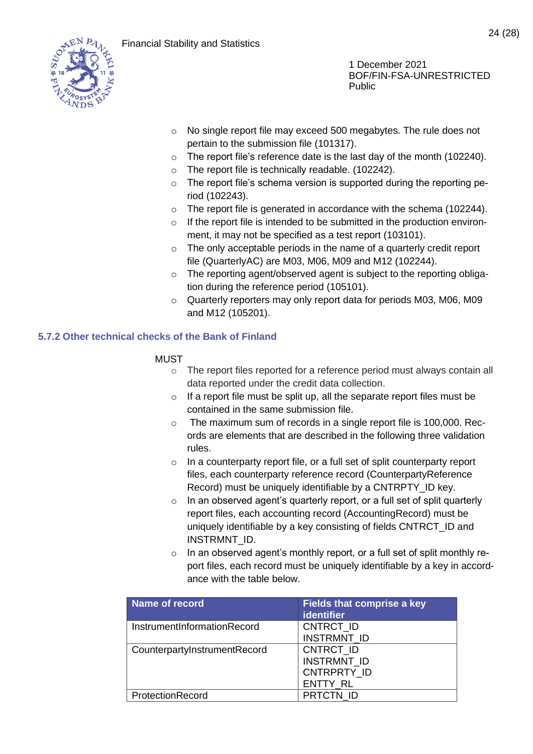- No single report file may exceed 500 megabytes. The rule does not pertain to the submission file (101317).
- The report file's reference date is the last day of the month (102240).
- The report file is technically readable. (102242).
- The report file's schema version is supported during the reporting period (102243).
- The report file is generated in accordance with the schema (102244).
- If the report file is intended to be submitted in the production environment, it may not be specified as a test report (103101).
- The only acceptable periods in the name of a quarterly credit report file (QuarterlyAC) are M03, M06, M09 and M12 (102244).
- The reporting agent/observed agent is subject to the reporting obligation during the reference period (105101).
- Quarterly reporters may only report data for periods M03, M06, M09 and M12 (105201).

### 5.7.2 Other technical checks of the Bank of Finland

MUST

- The report files reported for a reference period must always contain all data reported under the credit data collection.
- If a report file must be split up, all the separate report files must be contained in the same submission file.
- The maximum sum of records in a single report file is 100,000. Records are elements that are described in the following three validation rules.
- In a counterparty report file, or a full set of split counterparty report files, each counterparty reference record (CounterpartyReference Record) must be uniquely identifiable by a CNTRPTY_ID key.
- In an observed agent's quarterly report, or a full set of split quarterly report files, each accounting record (AccountingRecord) must be uniquely identifiable by a key consisting of fields CNTRCT_ID and INSTRMNT_ID.
- In an observed agent's monthly report, or a full set of split monthly report files, each record must be uniquely identifiable by a key in accordance with the table below.

| Name of record | Fields that comprise a key identifier |
|---|---|
| InstrumentInformationRecord | CNTRCT_ID<br>INSTRMNT_ID |
| CounterpartyInstrumentRecord | CNTRCT_ID<br>INSTRMNT_ID<br>CNTRPRTY_ID<br>ENTTY_RL |
| ProtectionRecord | PRTCTN_ID |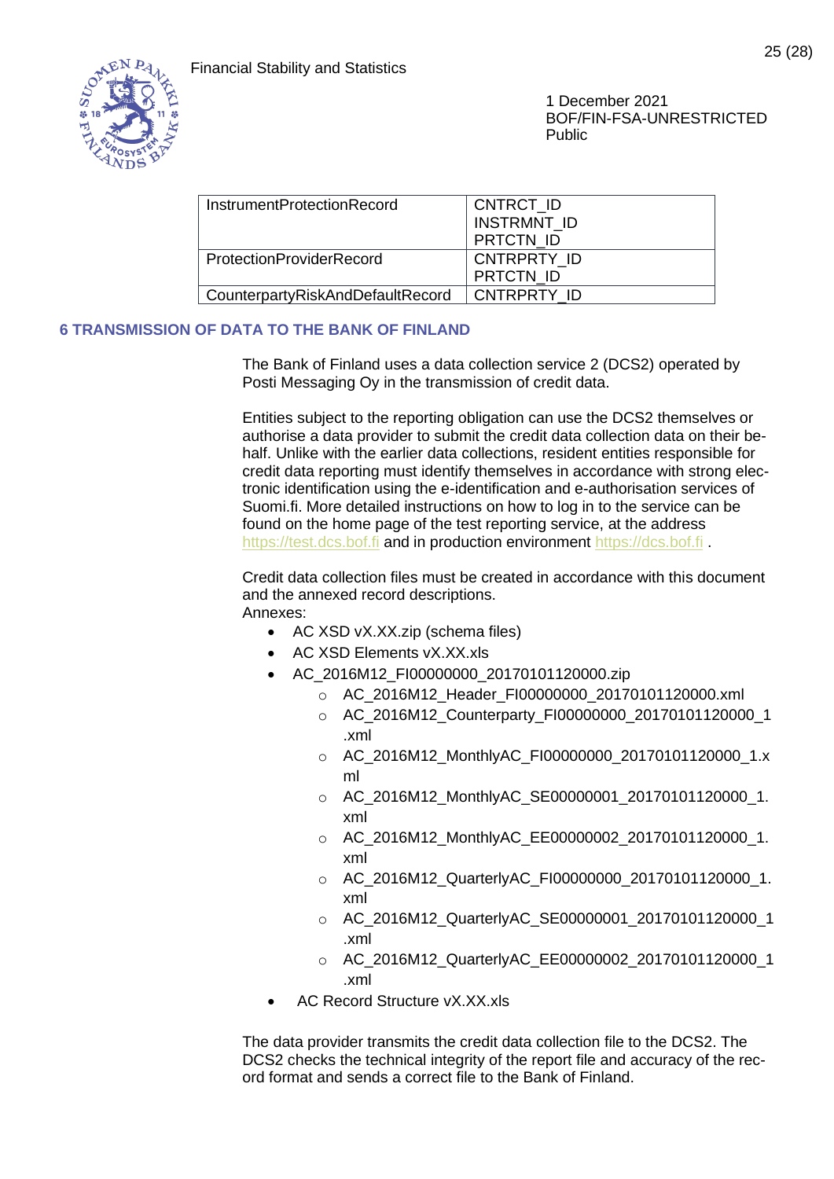| InstrumentProtectionRecord | CNTRCT_ID<br>INSTRMNT_ID<br>PRTCTN_ID |
|---|---|
| ProtectionProviderRecord | CNTRPRTY_ID<br>PRTCTN_ID |
| CounterpartyRiskAndDefaultRecord | CNTRPRTY_ID |

## 6 TRANSMISSION OF DATA TO THE BANK OF FINLAND

The Bank of Finland uses a data collection service 2 (DCS2) operated by Posti Messaging Oy in the transmission of credit data.

Entities subject to the reporting obligation can use the DCS2 themselves or authorise a data provider to submit the credit data collection data on their behalf. Unlike with the earlier data collections, resident entities responsible for credit data reporting must identify themselves in accordance with strong electronic identification using the e-identification and e-authorisation services of Suomi.fi. More detailed instructions on how to log in to the service can be found on the home page of the test reporting service, at the address https://test.dcs.bof.fi and in production environment https://dcs.bof.fi .

Credit data collection files must be created in accordance with this document and the annexed record descriptions.
Annexes:

- AC XSD vX.XX.zip (schema files)
- AC XSD Elements vX.XX.xls
- AC_2016M12_FI00000000_20170101120000.zip
  - AC_2016M12_Header_FI00000000_20170101120000.xml
  - AC_2016M12_Counterparty_FI00000000_20170101120000_1.xml
  - AC_2016M12_MonthlyAC_FI00000000_20170101120000_1.xml
  - AC_2016M12_MonthlyAC_SE00000001_20170101120000_1.xml
  - AC_2016M12_MonthlyAC_EE00000002_20170101120000_1.xml
  - AC_2016M12_QuarterlyAC_FI00000000_20170101120000_1.xml
  - AC_2016M12_QuarterlyAC_SE00000001_20170101120000_1.xml
  - AC_2016M12_QuarterlyAC_EE00000002_20170101120000_1.xml
- AC Record Structure vX.XX.xls

The data provider transmits the credit data collection file to the DCS2. The DCS2 checks the technical integrity of the report file and accuracy of the record format and sends a correct file to the Bank of Finland.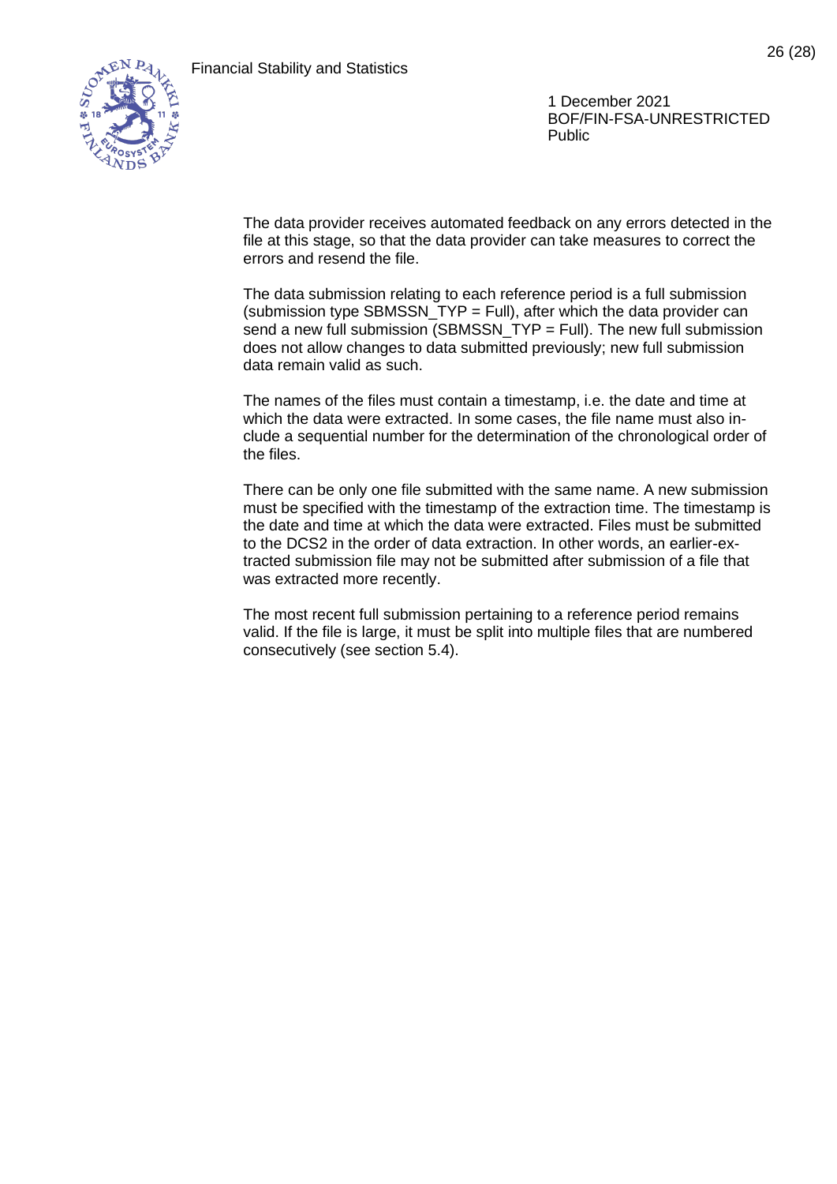The data provider receives automated feedback on any errors detected in the file at this stage, so that the data provider can take measures to correct the errors and resend the file.

The data submission relating to each reference period is a full submission (submission type SBMSSN_TYP = Full), after which the data provider can send a new full submission (SBMSSN_TYP = Full). The new full submission does not allow changes to data submitted previously; new full submission data remain valid as such.

The names of the files must contain a timestamp, i.e. the date and time at which the data were extracted. In some cases, the file name must also include a sequential number for the determination of the chronological order of the files.

There can be only one file submitted with the same name. A new submission must be specified with the timestamp of the extraction time. The timestamp is the date and time at which the data were extracted. Files must be submitted to the DCS2 in the order of data extraction. In other words, an earlier-extracted submission file may not be submitted after submission of a file that was extracted more recently.

The most recent full submission pertaining to a reference period remains valid. If the file is large, it must be split into multiple files that are numbered consecutively (see section 5.4).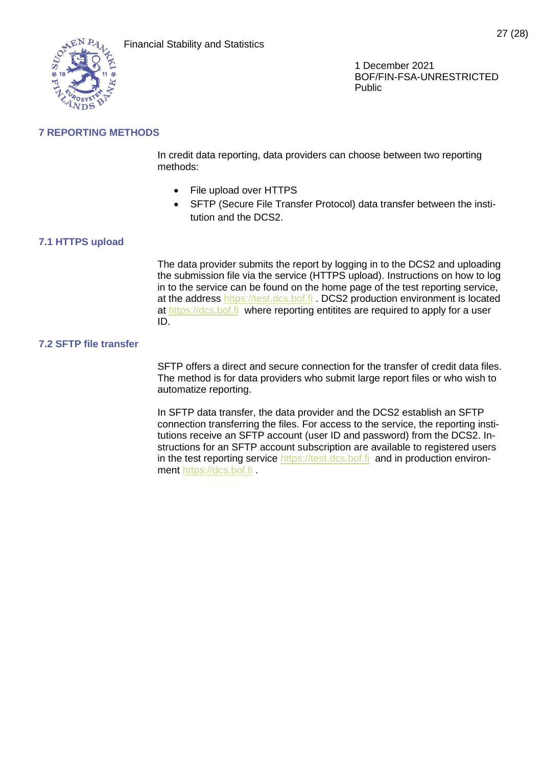# 7 REPORTING METHODS

In credit data reporting, data providers can choose between two reporting methods:

- File upload over HTTPS
- SFTP (Secure File Transfer Protocol) data transfer between the institution and the DCS2.

## 7.1 HTTPS upload

The data provider submits the report by logging in to the DCS2 and uploading the submission file via the service (HTTPS upload). Instructions on how to log in to the service can be found on the home page of the test reporting service, at the address https://test.dcs.bof.fi . DCS2 production environment is located at https://dcs.bof.fi where reporting entitites are required to apply for a user ID.

## 7.2 SFTP file transfer

SFTP offers a direct and secure connection for the transfer of credit data files. The method is for data providers who submit large report files or who wish to automatize reporting.

In SFTP data transfer, the data provider and the DCS2 establish an SFTP connection transferring the files. For access to the service, the reporting institutions receive an SFTP account (user ID and password) from the DCS2. Instructions for an SFTP account subscription are available to registered users in the test reporting service https://test.dcs.bof.fi and in production environment https://dcs.bof.fi .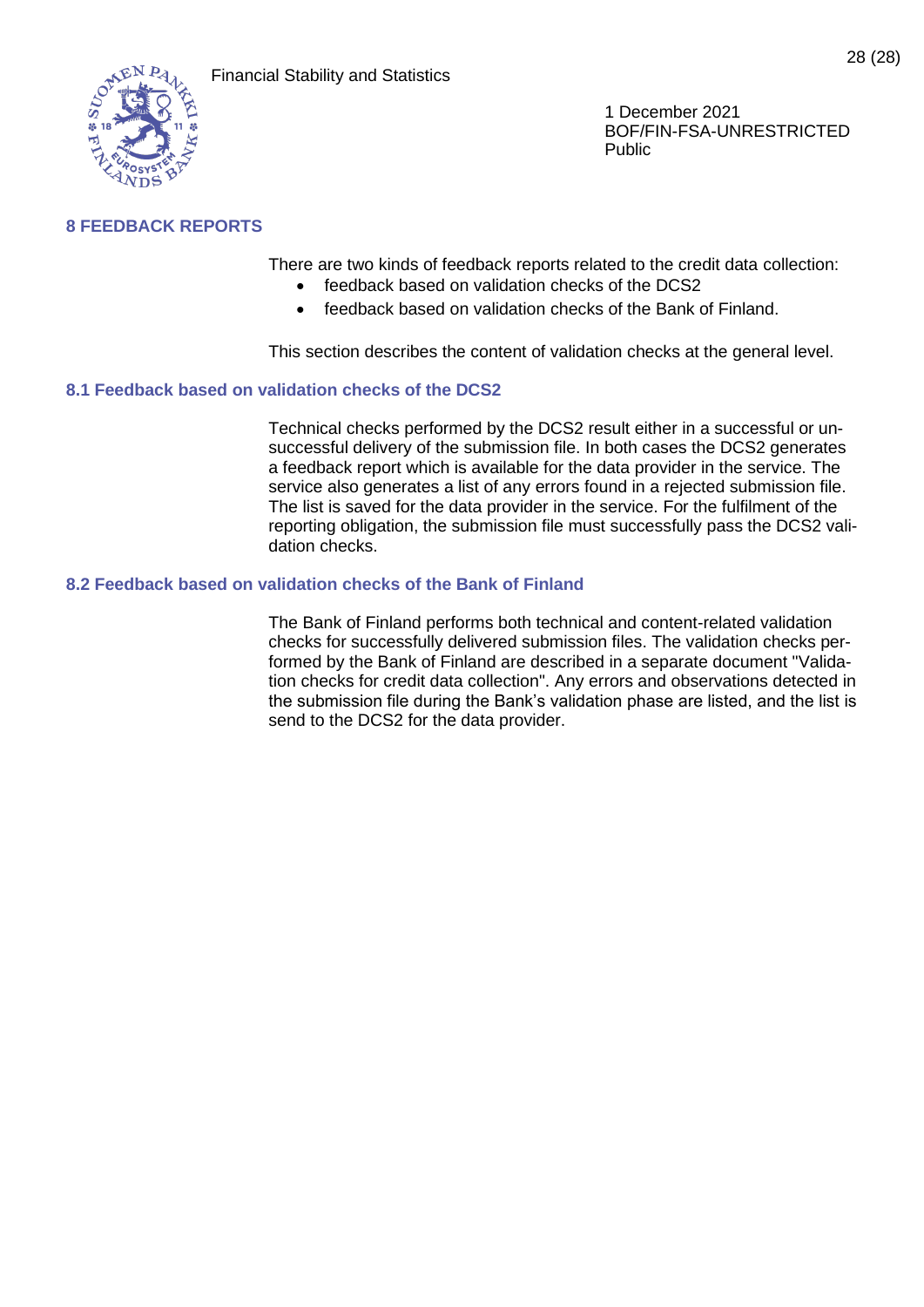## 8 FEEDBACK REPORTS

There are two kinds of feedback reports related to the credit data collection:

- feedback based on validation checks of the DCS2
- feedback based on validation checks of the Bank of Finland.

This section describes the content of validation checks at the general level.

### 8.1 Feedback based on validation checks of the DCS2

Technical checks performed by the DCS2 result either in a successful or unsuccessful delivery of the submission file. In both cases the DCS2 generates a feedback report which is available for the data provider in the service. The service also generates a list of any errors found in a rejected submission file. The list is saved for the data provider in the service. For the fulfilment of the reporting obligation, the submission file must successfully pass the DCS2 validation checks.

### 8.2 Feedback based on validation checks of the Bank of Finland

The Bank of Finland performs both technical and content-related validation checks for successfully delivered submission files. The validation checks performed by the Bank of Finland are described in a separate document "Validation checks for credit data collection". Any errors and observations detected in the submission file during the Bank's validation phase are listed, and the list is send to the DCS2 for the data provider.